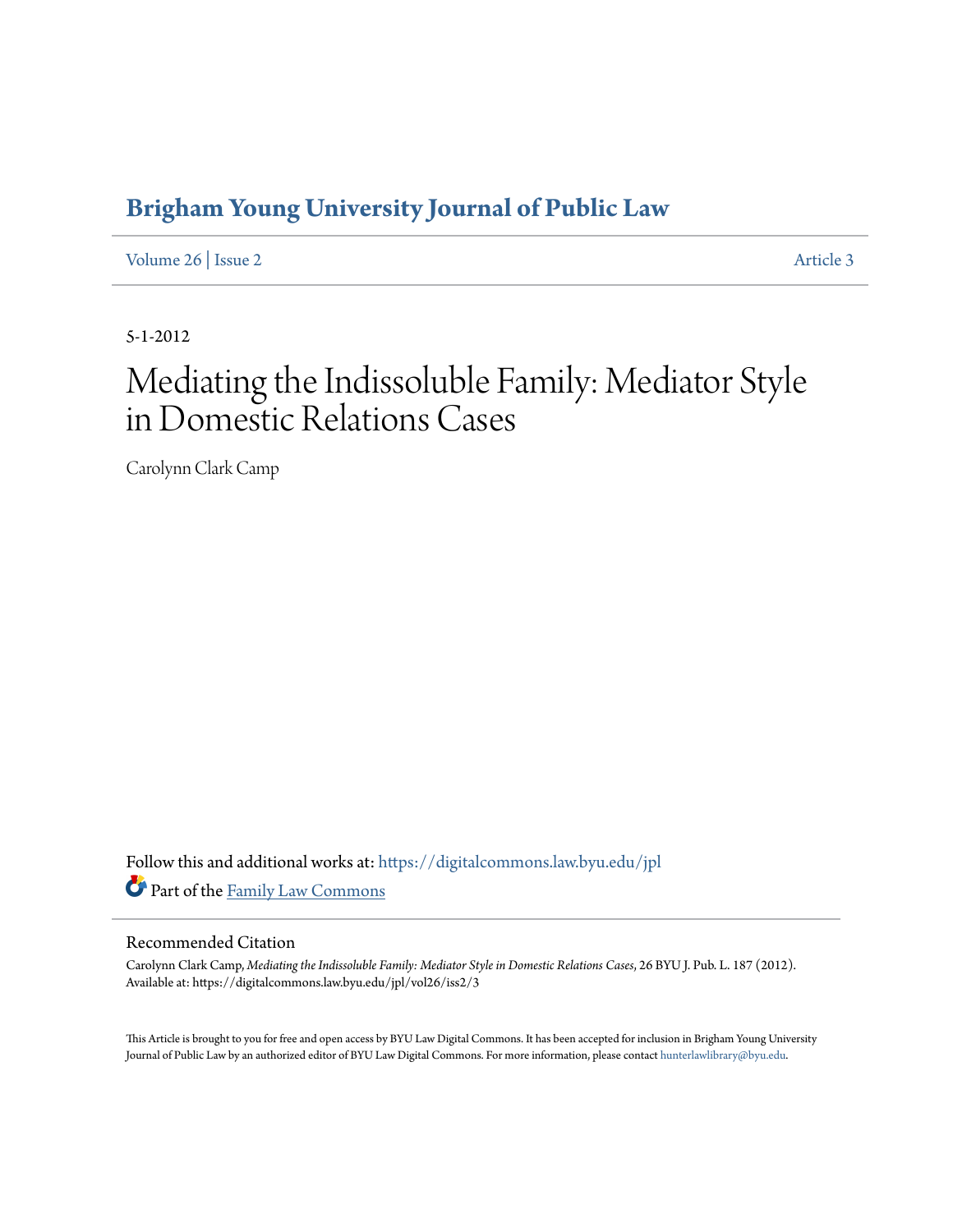# Brigham Young University Journal of Public Law

Volume 26 | Issue 2 Article 3

5-1-2012

# Mediating the Indissoluble Family: Mediator Style in Domestic Relations Cases

Carolynn Clark Camp

Follow this and additional works at: https://digitalcommons.law.byu.edu/jpl

Part of the Family Law Commons

## Recommended Citation

Carolynn Clark Camp, *Mediating the Indissoluble Family: Mediator Style in Domestic Relations Cases*, 26 BYU J. Pub. L. 187 (2012).
Available at: https://digitalcommons.law.byu.edu/jpl/vol26/iss2/3

This Article is brought to you for free and open access by BYU Law Digital Commons. It has been accepted for inclusion in Brigham Young University Journal of Public Law by an authorized editor of BYU Law Digital Commons. For more information, please contact hunterlawlibrary@byu.edu.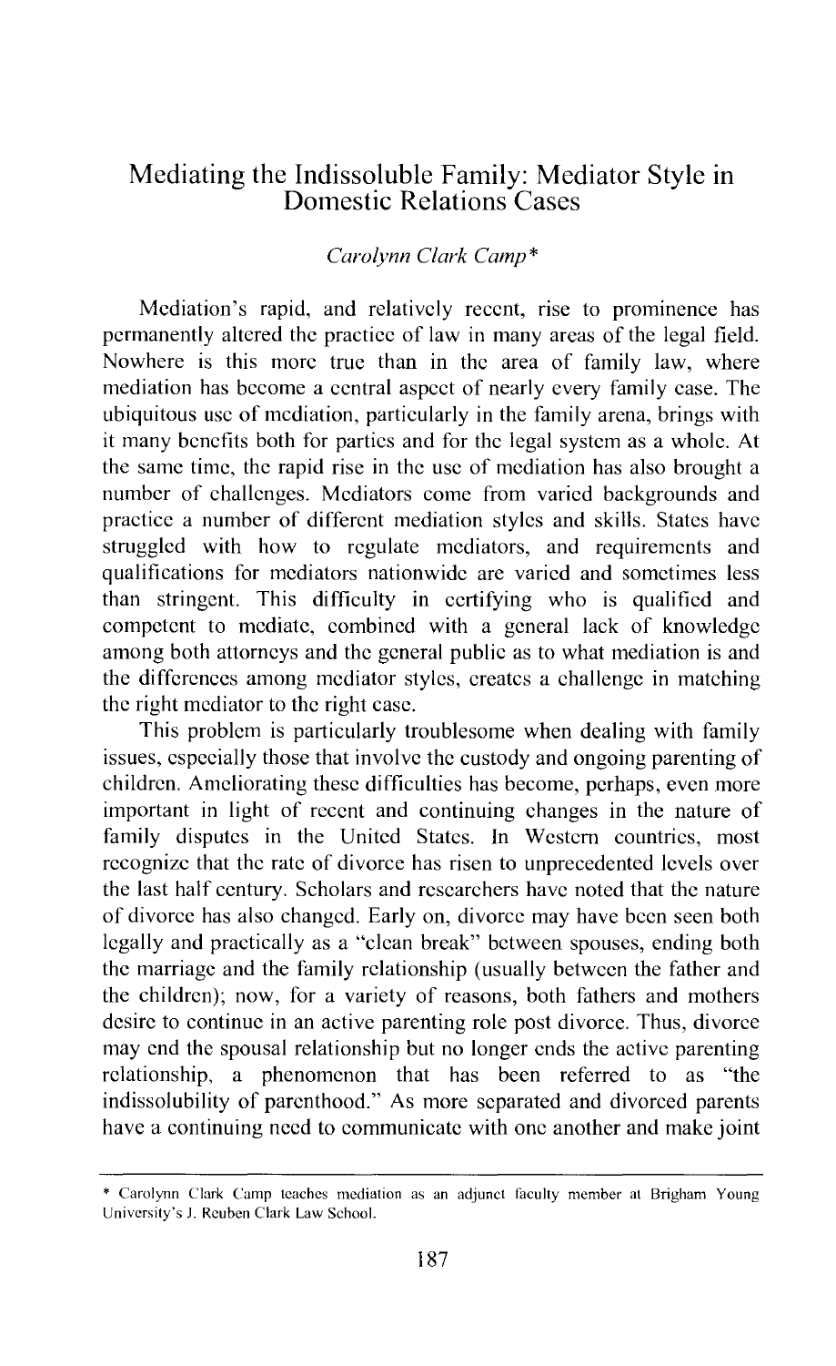# Mediating the Indissoluble Family: Mediator Style in Domestic Relations Cases

*Carolynn Clark Camp**

Mediation's rapid, and relatively recent, rise to prominence has permanently altered the practice of law in many areas of the legal field. Nowhere is this more true than in the area of family law, where mediation has become a central aspect of nearly every family case. The ubiquitous use of mediation, particularly in the family arena, brings with it many benefits both for parties and for the legal system as a whole. At the same time, the rapid rise in the use of mediation has also brought a number of challenges. Mediators come from varied backgrounds and practice a number of different mediation styles and skills. States have struggled with how to regulate mediators, and requirements and qualifications for mediators nationwide are varied and sometimes less than stringent. This difficulty in certifying who is qualified and competent to mediate, combined with a general lack of knowledge among both attorneys and the general public as to what mediation is and the differences among mediator styles, creates a challenge in matching the right mediator to the right case.

This problem is particularly troublesome when dealing with family issues, especially those that involve the custody and ongoing parenting of children. Ameliorating these difficulties has become, perhaps, even more important in light of recent and continuing changes in the nature of family disputes in the United States. In Western countries, most recognize that the rate of divorce has risen to unprecedented levels over the last half century. Scholars and researchers have noted that the nature of divorce has also changed. Early on, divorce may have been seen both legally and practically as a "clean break" between spouses, ending both the marriage and the family relationship (usually between the father and the children); now, for a variety of reasons, both fathers and mothers desire to continue in an active parenting role post divorce. Thus, divorce may end the spousal relationship but no longer ends the active parenting relationship, a phenomenon that has been referred to as "the indissolubility of parenthood." As more separated and divorced parents have a continuing need to communicate with one another and make joint

---

\* Carolynn Clark Camp teaches mediation as an adjunct faculty member at Brigham Young University's J. Reuben Clark Law School.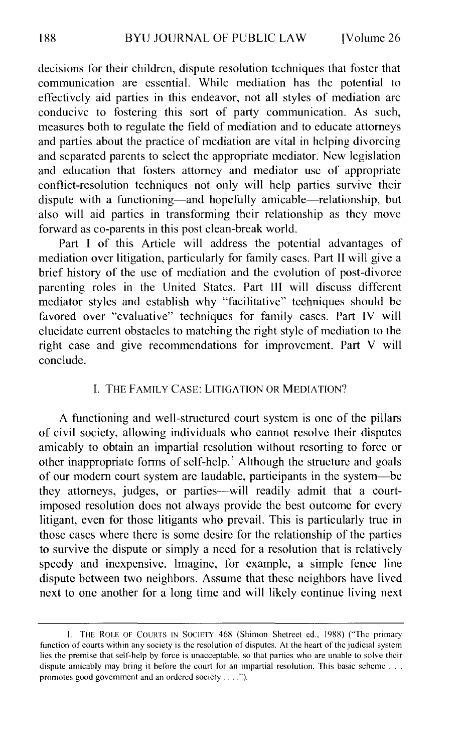decisions for their children, dispute resolution techniques that foster that communication are essential. While mediation has the potential to effectively aid parties in this endeavor, not all styles of mediation are conducive to fostering this sort of party communication. As such, measures both to regulate the field of mediation and to educate attorneys and parties about the practice of mediation are vital in helping divorcing and separated parents to select the appropriate mediator. New legislation and education that fosters attorney and mediator use of appropriate conflict-resolution techniques not only will help parties survive their dispute with a functioning—and hopefully amicable—relationship, but also will aid parties in transforming their relationship as they move forward as co-parents in this post clean-break world.

Part I of this Article will address the potential advantages of mediation over litigation, particularly for family cases. Part II will give a brief history of the use of mediation and the evolution of post-divorce parenting roles in the United States. Part III will discuss different mediator styles and establish why "facilitative" techniques should be favored over "evaluative" techniques for family cases. Part IV will elucidate current obstacles to matching the right style of mediation to the right case and give recommendations for improvement. Part V will conclude.

## I. THE FAMILY CASE: LITIGATION OR MEDIATION?

A functioning and well-structured court system is one of the pillars of civil society, allowing individuals who cannot resolve their disputes amicably to obtain an impartial resolution without resorting to force or other inappropriate forms of self-help.[1] Although the structure and goals of our modern court system are laudable, participants in the system—be they attorneys, judges, or parties—will readily admit that a court-imposed resolution does not always provide the best outcome for every litigant, even for those litigants who prevail. This is particularly true in those cases where there is some desire for the relationship of the parties to survive the dispute or simply a need for a resolution that is relatively speedy and inexpensive. Imagine, for example, a simple fence line dispute between two neighbors. Assume that these neighbors have lived next to one another for a long time and will likely continue living next

---

1. THE ROLE OF COURTS IN SOCIETY 468 (Shimon Shetreet ed., 1988) ("The primary function of courts within any society is the resolution of disputes. At the heart of the judicial system lies the premise that self-help by force is unacceptable, so that parties who are unable to solve their dispute amicably may bring it before the court for an impartial resolution. This basic scheme . . . promotes good government and an ordered society . . . .").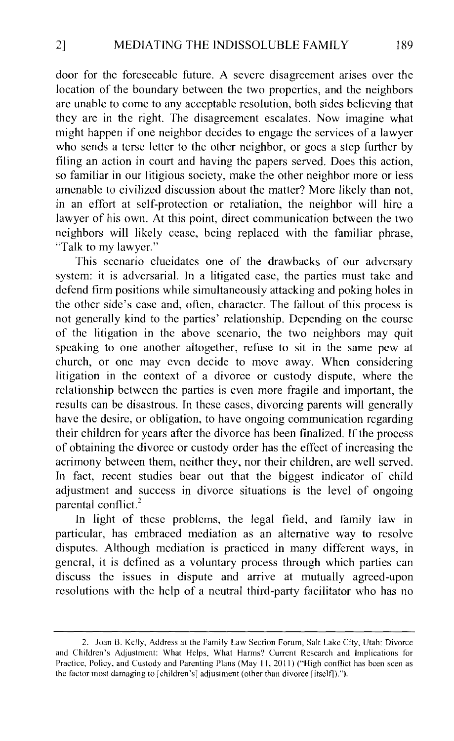door for the foreseeable future. A severe disagreement arises over the location of the boundary between the two properties, and the neighbors are unable to come to any acceptable resolution, both sides believing that they are in the right. The disagreement escalates. Now imagine what might happen if one neighbor decides to engage the services of a lawyer who sends a terse letter to the other neighbor, or goes a step further by filing an action in court and having the papers served. Does this action, so familiar in our litigious society, make the other neighbor more or less amenable to civilized discussion about the matter? More likely than not, in an effort at self-protection or retaliation, the neighbor will hire a lawyer of his own. At this point, direct communication between the two neighbors will likely cease, being replaced with the familiar phrase, "Talk to my lawyer."

This scenario elucidates one of the drawbacks of our adversary system: it is adversarial. In a litigated case, the parties must take and defend firm positions while simultaneously attacking and poking holes in the other side's case and, often, character. The fallout of this process is not generally kind to the parties' relationship. Depending on the course of the litigation in the above scenario, the two neighbors may quit speaking to one another altogether, refuse to sit in the same pew at church, or one may even decide to move away. When considering litigation in the context of a divorce or custody dispute, where the relationship between the parties is even more fragile and important, the results can be disastrous. In these cases, divorcing parents will generally have the desire, or obligation, to have ongoing communication regarding their children for years after the divorce has been finalized. If the process of obtaining the divorce or custody order has the effect of increasing the acrimony between them, neither they, nor their children, are well served. In fact, recent studies bear out that the biggest indicator of child adjustment and success in divorce situations is the level of ongoing parental conflict.[2]

In light of these problems, the legal field, and family law in particular, has embraced mediation as an alternative way to resolve disputes. Although mediation is practiced in many different ways, in general, it is defined as a voluntary process through which parties can discuss the issues in dispute and arrive at mutually agreed-upon resolutions with the help of a neutral third-party facilitator who has no

---

2. Joan B. Kelly, Address at the Family Law Section Forum, Salt Lake City, Utah: Divorce and Children's Adjustment: What Helps, What Harms? Current Research and Implications for Practice, Policy, and Custody and Parenting Plans (May 11, 2011) ("High conflict has been seen as the factor most damaging to [children's] adjustment (other than divorce [itself]).").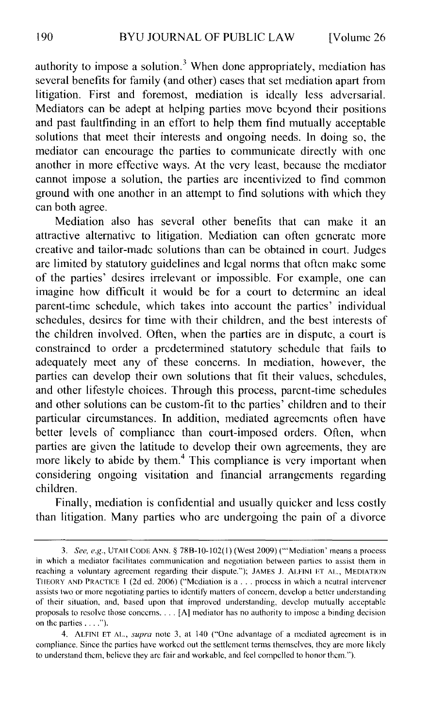authority to impose a solution.[3] When done appropriately, mediation has several benefits for family (and other) cases that set mediation apart from litigation. First and foremost, mediation is ideally less adversarial. Mediators can be adept at helping parties move beyond their positions and past faultfinding in an effort to help them find mutually acceptable solutions that meet their interests and ongoing needs. In doing so, the mediator can encourage the parties to communicate directly with one another in more effective ways. At the very least, because the mediator cannot impose a solution, the parties are incentivized to find common ground with one another in an attempt to find solutions with which they can both agree.

Mediation also has several other benefits that can make it an attractive alternative to litigation. Mediation can often generate more creative and tailor-made solutions than can be obtained in court. Judges are limited by statutory guidelines and legal norms that often make some of the parties' desires irrelevant or impossible. For example, one can imagine how difficult it would be for a court to determine an ideal parent-time schedule, which takes into account the parties' individual schedules, desires for time with their children, and the best interests of the children involved. Often, when the parties are in dispute, a court is constrained to order a predetermined statutory schedule that fails to adequately meet any of these concerns. In mediation, however, the parties can develop their own solutions that fit their values, schedules, and other lifestyle choices. Through this process, parent-time schedules and other solutions can be custom-fit to the parties' children and to their particular circumstances. In addition, mediated agreements often have better levels of compliance than court-imposed orders. Often, when parties are given the latitude to develop their own agreements, they are more likely to abide by them.[4] This compliance is very important when considering ongoing visitation and financial arrangements regarding children.

Finally, mediation is confidential and usually quicker and less costly than litigation. Many parties who are undergoing the pain of a divorce

---

3. *See, e.g.*, UTAH CODE ANN. § 78B-10-102(1) (West 2009) ("'Mediation' means a process in which a mediator facilitates communication and negotiation between parties to assist them in reaching a voluntary agreement regarding their dispute."); JAMES J. ALFINI ET AL., MEDIATION THEORY AND PRACTICE 1 (2d ed. 2006) ("Mediation is a . . . process in which a neutral intervener assists two or more negotiating parties to identify matters of concern, develop a better understanding of their situation, and, based upon that improved understanding, develop mutually acceptable proposals to resolve those concerns. . . . [A] mediator has no authority to impose a binding decision on the parties . . . .").

4. ALFINI ET AL., *supra* note 3, at 140 ("One advantage of a mediated agreement is in compliance. Since the parties have worked out the settlement terms themselves, they are more likely to understand them, believe they are fair and workable, and feel compelled to honor them.").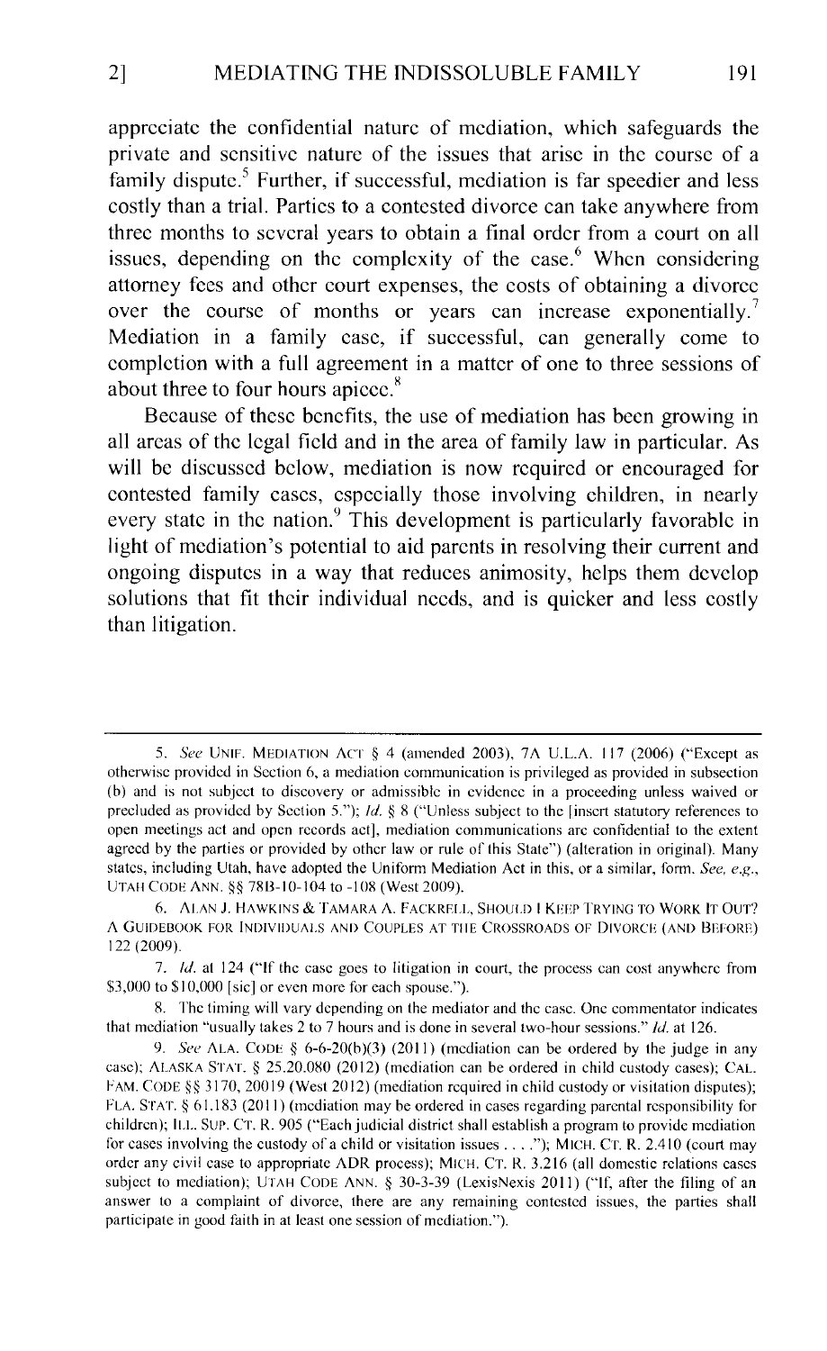appreciate the confidential nature of mediation, which safeguards the private and sensitive nature of the issues that arise in the course of a family dispute.[5] Further, if successful, mediation is far speedier and less costly than a trial. Parties to a contested divorce can take anywhere from three months to several years to obtain a final order from a court on all issues, depending on the complexity of the case.[6] When considering attorney fees and other court expenses, the costs of obtaining a divorce over the course of months or years can increase exponentially.[7] Mediation in a family case, if successful, can generally come to completion with a full agreement in a matter of one to three sessions of about three to four hours apiece.[8]

Because of these benefits, the use of mediation has been growing in all areas of the legal field and in the area of family law in particular. As will be discussed below, mediation is now required or encouraged for contested family cases, especially those involving children, in nearly every state in the nation.[9] This development is particularly favorable in light of mediation's potential to aid parents in resolving their current and ongoing disputes in a way that reduces animosity, helps them develop solutions that fit their individual needs, and is quicker and less costly than litigation.

---

5. *See* UNIF. MEDIATION ACT § 4 (amended 2003), 7A U.L.A. 117 (2006) ("Except as otherwise provided in Section 6, a mediation communication is privileged as provided in subsection (b) and is not subject to discovery or admissible in evidence in a proceeding unless waived or precluded as provided by Section 5."); *Id.* § 8 ("Unless subject to the [insert statutory references to open meetings act and open records act], mediation communications are confidential to the extent agreed by the parties or provided by other law or rule of this State") (alteration in original). Many states, including Utah, have adopted the Uniform Mediation Act in this, or a similar, form. *See, e.g.*, UTAH CODE ANN. §§ 78B-10-104 to -108 (West 2009).

6. ALAN J. HAWKINS & TAMARA A. FACKRELL, SHOULD I KEEP TRYING TO WORK IT OUT? A GUIDEBOOK FOR INDIVIDUALS AND COUPLES AT THE CROSSROADS OF DIVORCE (AND BEFORE) 122 (2009).

7. *Id.* at 124 ("If the case goes to litigation in court, the process can cost anywhere from $3,000 to $10,000 [sic] or even more for each spouse.").

8. The timing will vary depending on the mediator and the case. One commentator indicates that mediation "usually takes 2 to 7 hours and is done in several two-hour sessions." *Id.* at 126.

9. *See* ALA. CODE § 6-6-20(b)(3) (2011) (mediation can be ordered by the judge in any case); ALASKA STAT. § 25.20.080 (2012) (mediation can be ordered in child custody cases); CAL. FAM. CODE §§ 3170, 20019 (West 2012) (mediation required in child custody or visitation disputes); FLA. STAT. § 61.183 (2011) (mediation may be ordered in cases regarding parental responsibility for children); ILL. SUP. CT. R. 905 ("Each judicial district shall establish a program to provide mediation for cases involving the custody of a child or visitation issues . . . ."); MICH. CT. R. 2.410 (court may order any civil case to appropriate ADR process); MICH. CT. R. 3.216 (all domestic relations cases subject to mediation); UTAH CODE ANN. § 30-3-39 (LexisNexis 2011) ("If, after the filing of an answer to a complaint of divorce, there are any remaining contested issues, the parties shall participate in good faith in at least one session of mediation.").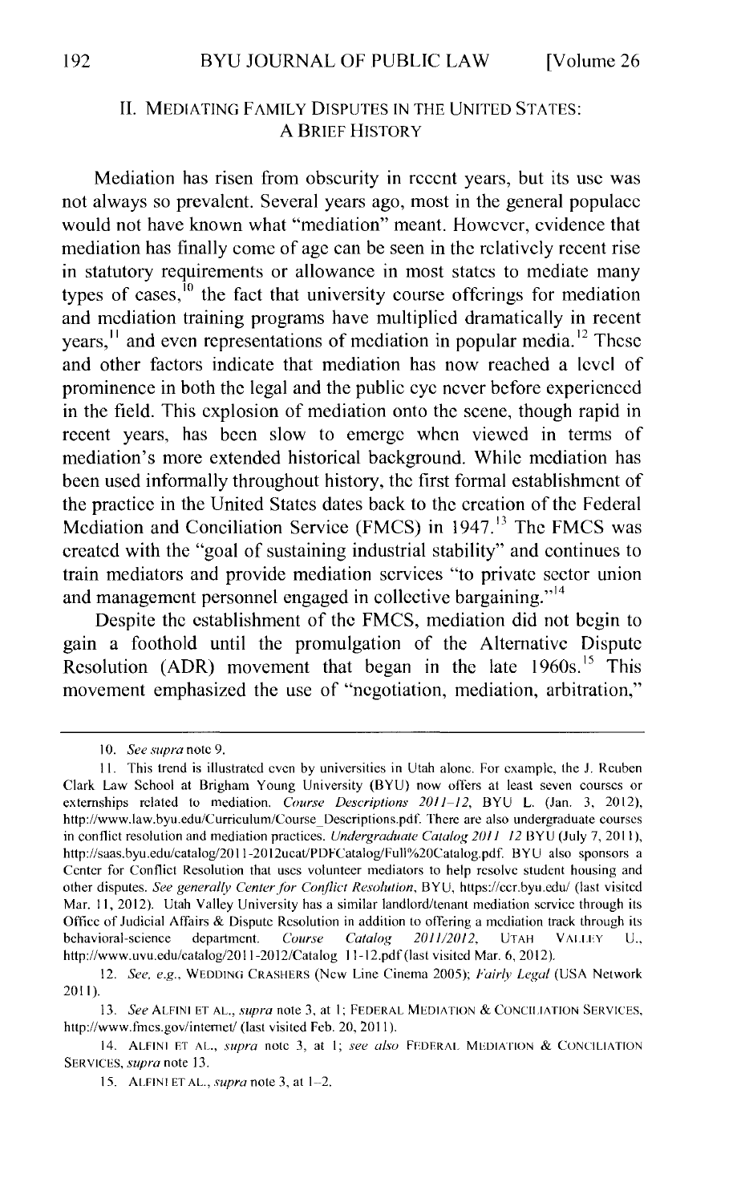## II. MEDIATING FAMILY DISPUTES IN THE UNITED STATES: A BRIEF HISTORY

Mediation has risen from obscurity in recent years, but its use was not always so prevalent. Several years ago, most in the general populace would not have known what "mediation" meant. However, evidence that mediation has finally come of age can be seen in the relatively recent rise in statutory requirements or allowance in most states to mediate many types of cases,[10] the fact that university course offerings for mediation and mediation training programs have multiplied dramatically in recent years,[11] and even representations of mediation in popular media.[12] These and other factors indicate that mediation has now reached a level of prominence in both the legal and the public eye never before experienced in the field. This explosion of mediation onto the scene, though rapid in recent years, has been slow to emerge when viewed in terms of mediation's more extended historical background. While mediation has been used informally throughout history, the first formal establishment of the practice in the United States dates back to the creation of the Federal Mediation and Conciliation Service (FMCS) in 1947.[13] The FMCS was created with the "goal of sustaining industrial stability" and continues to train mediators and provide mediation services "to private sector union and management personnel engaged in collective bargaining."[14]

Despite the establishment of the FMCS, mediation did not begin to gain a foothold until the promulgation of the Alternative Dispute Resolution (ADR) movement that began in the late 1960s.[15] This movement emphasized the use of "negotiation, mediation, arbitration,"

---

10. *See supra* note 9.

11. This trend is illustrated even by universities in Utah alone. For example, the J. Reuben Clark Law School at Brigham Young University (BYU) now offers at least seven courses or externships related to mediation. *Course Descriptions 2011–12*, BYU L. (Jan. 3, 2012), http://www.law.byu.edu/Curriculum/Course_Descriptions.pdf. There are also undergraduate courses in conflict resolution and mediation practices. *Undergraduate Catalog 2011 12* BYU (July 7, 2011), http://saas.byu.edu/catalog/2011-2012ucat/PDFCatalog/Full%20Catalog.pdf. BYU also sponsors a Center for Conflict Resolution that uses volunteer mediators to help resolve student housing and other disputes. *See generally Center for Conflict Resolution*, BYU, https://ccr.byu.edu/ (last visited Mar. 11, 2012). Utah Valley University has a similar landlord/tenant mediation service through its Office of Judicial Affairs & Dispute Resolution in addition to offering a mediation track through its behavioral-science department. *Course Catalog 2011/2012*, UTAH VALLEY U., http://www.uvu.edu/catalog/2011-2012/Catalog 11-12.pdf (last visited Mar. 6, 2012).

12. *See, e.g.*, WEDDING CRASHERS (New Line Cinema 2005); *Fairly Legal* (USA Network 2011).

13. *See* ALFINI ET AL., *supra* note 3, at 1; FEDERAL MEDIATION & CONCILIATION SERVICES, http://www.fmcs.gov/internet/ (last visited Feb. 20, 2011).

14. ALFINI ET AL., *supra* note 3, at 1; *see also* FEDERAL MEDIATION & CONCILIATION SERVICES, *supra* note 13.

15. ALFINI ET AL., *supra* note 3, at 1–2.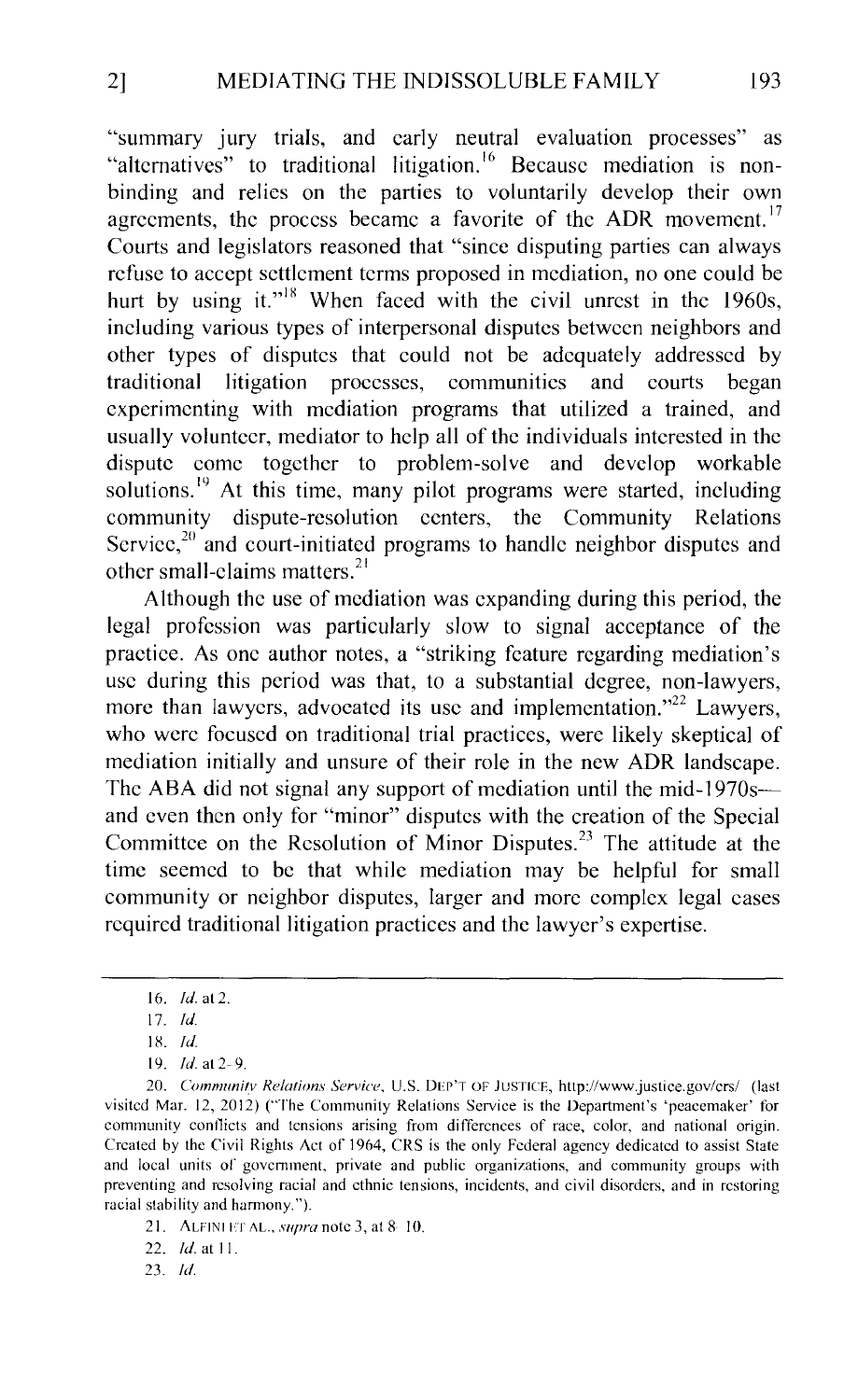"summary jury trials, and early neutral evaluation processes" as "alternatives" to traditional litigation.[16] Because mediation is non-binding and relies on the parties to voluntarily develop their own agreements, the process became a favorite of the ADR movement.[17] Courts and legislators reasoned that "since disputing parties can always refuse to accept settlement terms proposed in mediation, no one could be hurt by using it."[18] When faced with the civil unrest in the 1960s, including various types of interpersonal disputes between neighbors and other types of disputes that could not be adequately addressed by traditional litigation processes, communities and courts began experimenting with mediation programs that utilized a trained, and usually volunteer, mediator to help all of the individuals interested in the dispute come together to problem-solve and develop workable solutions.[19] At this time, many pilot programs were started, including community dispute-resolution centers, the Community Relations Service,[20] and court-initiated programs to handle neighbor disputes and other small-claims matters.[21]

Although the use of mediation was expanding during this period, the legal profession was particularly slow to signal acceptance of the practice. As one author notes, a "striking feature regarding mediation's use during this period was that, to a substantial degree, non-lawyers, more than lawyers, advocated its use and implementation."[22] Lawyers, who were focused on traditional trial practices, were likely skeptical of mediation initially and unsure of their role in the new ADR landscape. The ABA did not signal any support of mediation until the mid-1970s—and even then only for "minor" disputes with the creation of the Special Committee on the Resolution of Minor Disputes.[23] The attitude at the time seemed to be that while mediation may be helpful for small community or neighbor disputes, larger and more complex legal cases required traditional litigation practices and the lawyer's expertise.

---

16. *Id.* at 2.

17. *Id.*

18. *Id.*

19. *Id.* at 2–9.

20. *Community Relations Service*, U.S. DEP'T OF JUSTICE, http://www.justice.gov/crs/ (last visited Mar. 12, 2012) ("The Community Relations Service is the Department's 'peacemaker' for community conflicts and tensions arising from differences of race, color, and national origin. Created by the Civil Rights Act of 1964, CRS is the only Federal agency dedicated to assist State and local units of government, private and public organizations, and community groups with preventing and resolving racial and ethnic tensions, incidents, and civil disorders, and in restoring racial stability and harmony.").

21. ALFINI ET AL., *supra* note 3, at 8–10.

22. *Id.* at 11.

23. *Id.*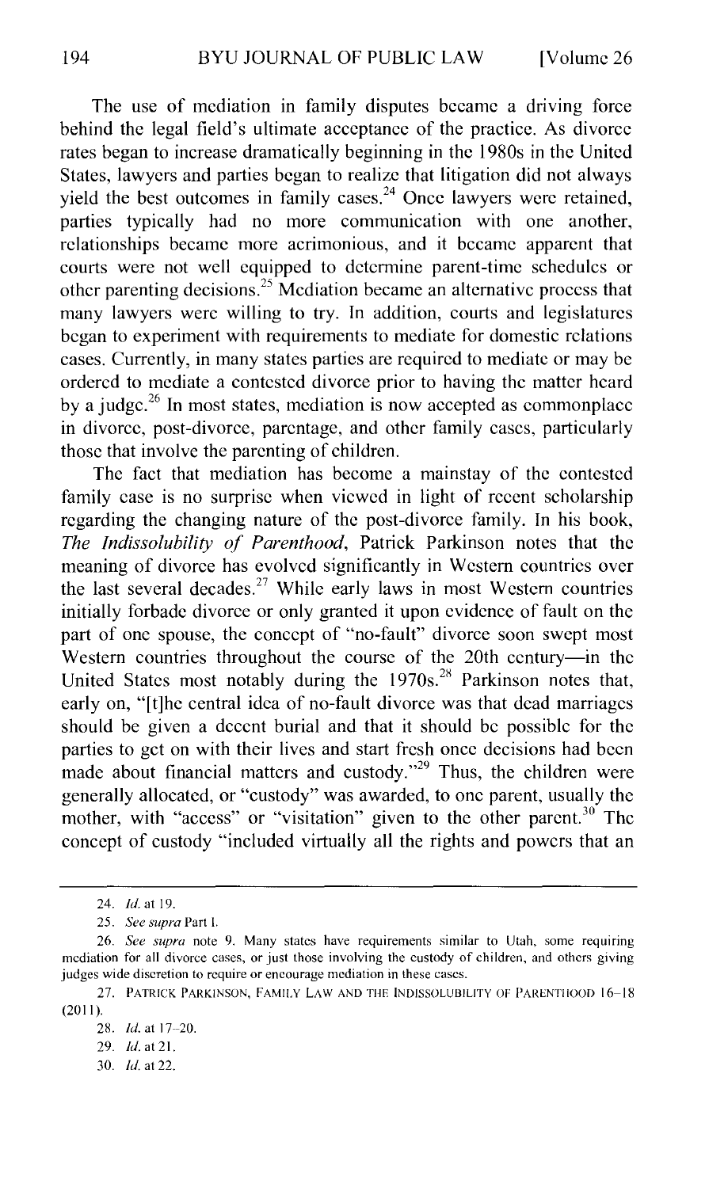The use of mediation in family disputes became a driving force behind the legal field's ultimate acceptance of the practice. As divorce rates began to increase dramatically beginning in the 1980s in the United States, lawyers and parties began to realize that litigation did not always yield the best outcomes in family cases.[24] Once lawyers were retained, parties typically had no more communication with one another, relationships became more acrimonious, and it became apparent that courts were not well equipped to determine parent-time schedules or other parenting decisions.[25] Mediation became an alternative process that many lawyers were willing to try. In addition, courts and legislatures began to experiment with requirements to mediate for domestic relations cases. Currently, in many states parties are required to mediate or may be ordered to mediate a contested divorce prior to having the matter heard by a judge.[26] In most states, mediation is now accepted as commonplace in divorce, post-divorce, parentage, and other family cases, particularly those that involve the parenting of children.

The fact that mediation has become a mainstay of the contested family case is no surprise when viewed in light of recent scholarship regarding the changing nature of the post-divorce family. In his book, *The Indissolubility of Parenthood*, Patrick Parkinson notes that the meaning of divorce has evolved significantly in Western countries over the last several decades.[27] While early laws in most Western countries initially forbade divorce or only granted it upon evidence of fault on the part of one spouse, the concept of "no-fault" divorce soon swept most Western countries throughout the course of the 20th century—in the United States most notably during the 1970s.[28] Parkinson notes that, early on, "[t]he central idea of no-fault divorce was that dead marriages should be given a decent burial and that it should be possible for the parties to get on with their lives and start fresh once decisions had been made about financial matters and custody."[29] Thus, the children were generally allocated, or "custody" was awarded, to one parent, usually the mother, with "access" or "visitation" given to the other parent.[30] The concept of custody "included virtually all the rights and powers that an

---

24. *Id.* at 19.

25. *See supra* Part I.

26. *See supra* note 9. Many states have requirements similar to Utah, some requiring mediation for all divorce cases, or just those involving the custody of children, and others giving judges wide discretion to require or encourage mediation in these cases.

27. PATRICK PARKINSON, FAMILY LAW AND THE INDISSOLUBILITY OF PARENTHOOD 16–18 (2011).

28. *Id.* at 17–20.

29. *Id.* at 21.

30. *Id.* at 22.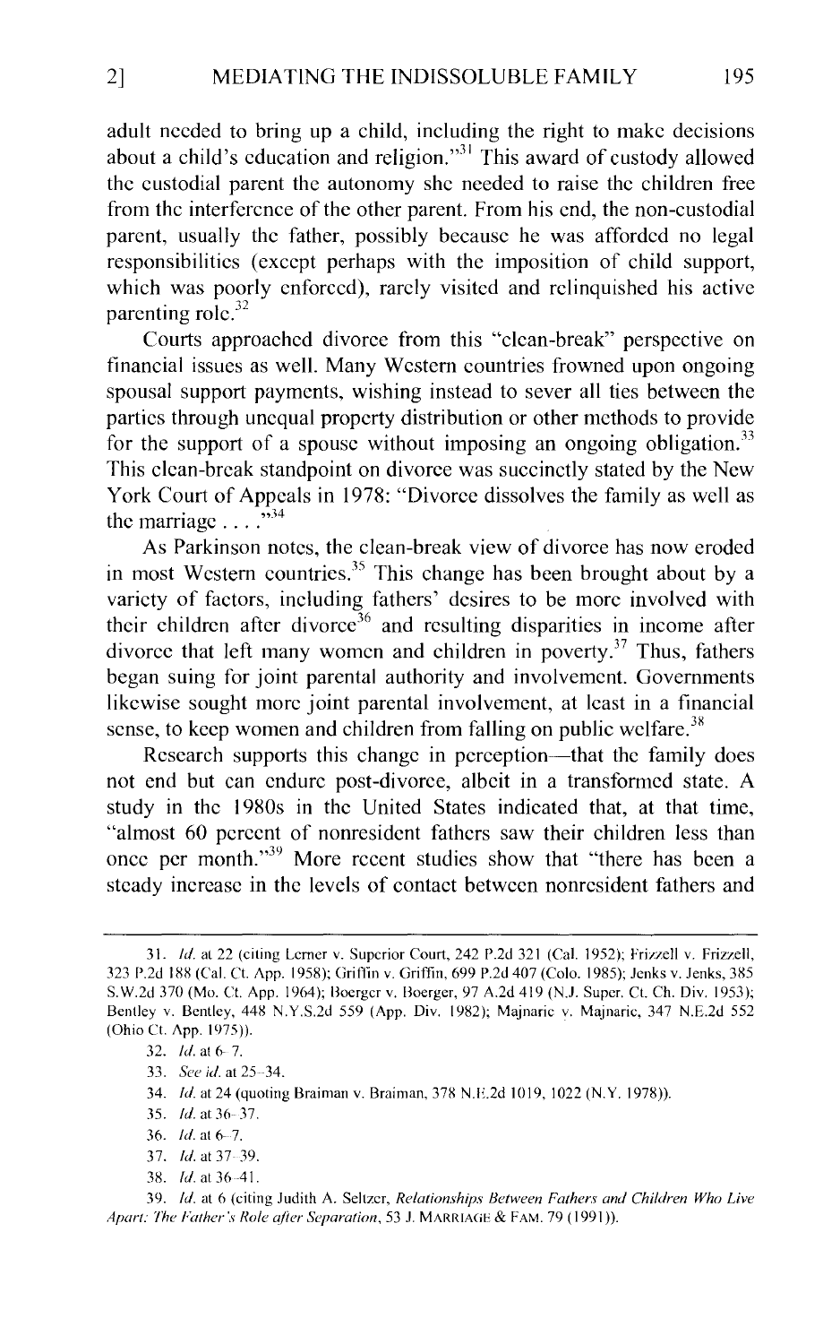adult needed to bring up a child, including the right to make decisions about a child's education and religion."[31] This award of custody allowed the custodial parent the autonomy she needed to raise the children free from the interference of the other parent. From his end, the non-custodial parent, usually the father, possibly because he was afforded no legal responsibilities (except perhaps with the imposition of child support, which was poorly enforced), rarely visited and relinquished his active parenting role.[32]

Courts approached divorce from this "clean-break" perspective on financial issues as well. Many Western countries frowned upon ongoing spousal support payments, wishing instead to sever all ties between the parties through unequal property distribution or other methods to provide for the support of a spouse without imposing an ongoing obligation.[33] This clean-break standpoint on divorce was succinctly stated by the New York Court of Appeals in 1978: "Divorce dissolves the family as well as the marriage . . . ."[34]

As Parkinson notes, the clean-break view of divorce has now eroded in most Western countries.[35] This change has been brought about by a variety of factors, including fathers' desires to be more involved with their children after divorce[36] and resulting disparities in income after divorce that left many women and children in poverty.[37] Thus, fathers began suing for joint parental authority and involvement. Governments likewise sought more joint parental involvement, at least in a financial sense, to keep women and children from falling on public welfare.[38]

Research supports this change in perception—that the family does not end but can endure post-divorce, albeit in a transformed state. A study in the 1980s in the United States indicated that, at that time, "almost 60 percent of nonresident fathers saw their children less than once per month."[39] More recent studies show that "there has been a steady increase in the levels of contact between nonresident fathers and

---

31. *Id.* at 22 (citing Lerner v. Superior Court, 242 P.2d 321 (Cal. 1952); Frizzell v. Frizzell, 323 P.2d 188 (Cal. Ct. App. 1958); Griffin v. Griffin, 699 P.2d 407 (Colo. 1985); Jenks v. Jenks, 385 S.W.2d 370 (Mo. Ct. App. 1964); Boerger v. Boerger, 97 A.2d 419 (N.J. Super. Ct. Ch. Div. 1953); Bentley v. Bentley, 448 N.Y.S.2d 559 (App. Div. 1982); Majnaric v. Majnaric, 347 N.E.2d 552 (Ohio Ct. App. 1975)).

32. *Id.* at 6–7.

33. *See id.* at 25–34.

34. *Id.* at 24 (quoting Braiman v. Braiman, 378 N.E.2d 1019, 1022 (N.Y. 1978)).

35. *Id.* at 36–37.

36. *Id.* at 6–7.

37. *Id.* at 37–39.

38. *Id.* at 36–41.

39. *Id.* at 6 (citing Judith A. Seltzer, *Relationships Between Fathers and Children Who Live Apart: The Father's Role after Separation*, 53 J. MARRIAGE & FAM. 79 (1991)).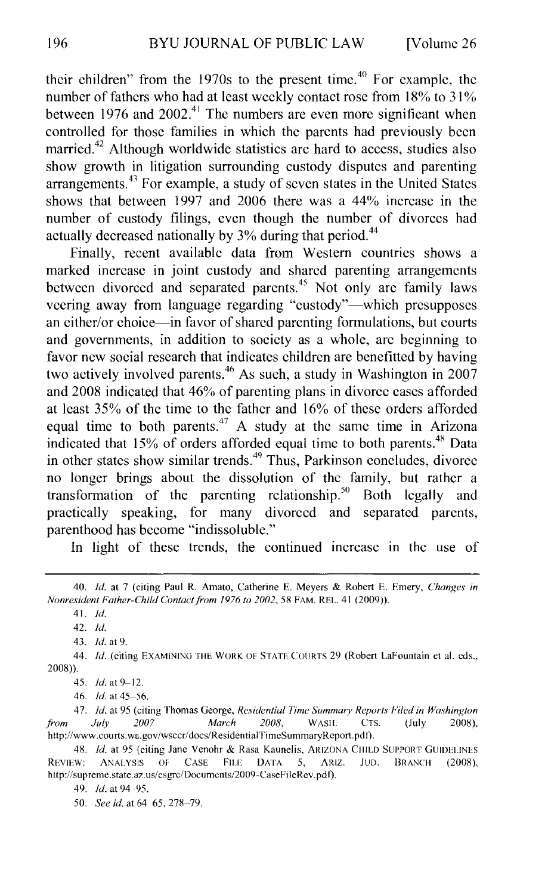their children" from the 1970s to the present time.[40] For example, the number of fathers who had at least weekly contact rose from 18% to 31% between 1976 and 2002.[41] The numbers are even more significant when controlled for those families in which the parents had previously been married.[42] Although worldwide statistics are hard to access, studies also show growth in litigation surrounding custody disputes and parenting arrangements.[43] For example, a study of seven states in the United States shows that between 1997 and 2006 there was a 44% increase in the number of custody filings, even though the number of divorces had actually decreased nationally by 3% during that period.[44]

Finally, recent available data from Western countries shows a marked increase in joint custody and shared parenting arrangements between divorced and separated parents.[45] Not only are family laws veering away from language regarding "custody"—which presupposes an either/or choice—in favor of shared parenting formulations, but courts and governments, in addition to society as a whole, are beginning to favor new social research that indicates children are benefitted by having two actively involved parents.[46] As such, a study in Washington in 2007 and 2008 indicated that 46% of parenting plans in divorce cases afforded at least 35% of the time to the father and 16% of these orders afforded equal time to both parents.[47] A study at the same time in Arizona indicated that 15% of orders afforded equal time to both parents.[48] Data in other states show similar trends.[49] Thus, Parkinson concludes, divorce no longer brings about the dissolution of the family, but rather a transformation of the parenting relationship.[50] Both legally and practically speaking, for many divorced and separated parents, parenthood has become "indissoluble."

In light of these trends, the continued increase in the use of

---

40. *Id.* at 7 (citing Paul R. Amato, Catherine E. Meyers & Robert E. Emery, *Changes in Nonresident Father-Child Contact from 1976 to 2002*, 58 FAM. REL. 41 (2009)).

41. *Id.*

42. *Id.*

43. *Id.* at 9.

44. *Id.* (citing EXAMINING THE WORK OF STATE COURTS 29 (Robert LaFountain et al. eds., 2008)).

45. *Id.* at 9–12.

46. *Id.* at 45–56.

47. *Id.* at 95 (citing Thomas George, *Residential Time Summary Reports Filed in Washington from July 2007 March 2008*, WASH. CTS. (July 2008), http://www.courts.wa.gov/wsccr/docs/ResidentialTimeSummaryReport.pdf).

48. *Id.* at 95 (citing Jane Venohr & Rasa Kaunelis, ARIZONA CHILD SUPPORT GUIDELINES REVIEW: ANALYSIS OF CASE FILE DATA 5, ARIZ. JUD. BRANCH (2008), http://supreme.state.az.us/csgrc/Documents/2009-CaseFileRev.pdf).

49. *Id.* at 94 95.

50. *See id.* at 64 65, 278–79.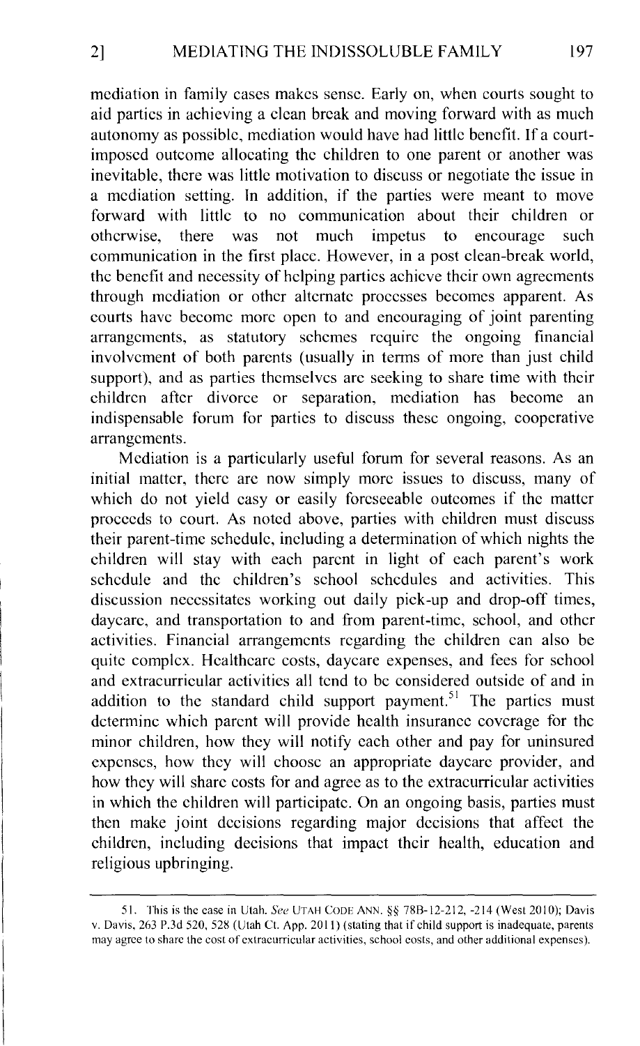mediation in family cases makes sense. Early on, when courts sought to aid parties in achieving a clean break and moving forward with as much autonomy as possible, mediation would have had little benefit. If a court-imposed outcome allocating the children to one parent or another was inevitable, there was little motivation to discuss or negotiate the issue in a mediation setting. In addition, if the parties were meant to move forward with little to no communication about their children or otherwise, there was not much impetus to encourage such communication in the first place. However, in a post clean-break world, the benefit and necessity of helping parties achieve their own agreements through mediation or other alternate processes becomes apparent. As courts have become more open to and encouraging of joint parenting arrangements, as statutory schemes require the ongoing financial involvement of both parents (usually in terms of more than just child support), and as parties themselves are seeking to share time with their children after divorce or separation, mediation has become an indispensable forum for parties to discuss these ongoing, cooperative arrangements.

Mediation is a particularly useful forum for several reasons. As an initial matter, there are now simply more issues to discuss, many of which do not yield easy or easily foreseeable outcomes if the matter proceeds to court. As noted above, parties with children must discuss their parent-time schedule, including a determination of which nights the children will stay with each parent in light of each parent's work schedule and the children's school schedules and activities. This discussion necessitates working out daily pick-up and drop-off times, daycare, and transportation to and from parent-time, school, and other activities. Financial arrangements regarding the children can also be quite complex. Healthcare costs, daycare expenses, and fees for school and extracurricular activities all tend to be considered outside of and in addition to the standard child support payment.[51] The parties must determine which parent will provide health insurance coverage for the minor children, how they will notify each other and pay for uninsured expenses, how they will choose an appropriate daycare provider, and how they will share costs for and agree as to the extracurricular activities in which the children will participate. On an ongoing basis, parties must then make joint decisions regarding major decisions that affect the children, including decisions that impact their health, education and religious upbringing.

---

51. This is the case in Utah. *See* UTAH CODE ANN. §§ 78B-12-212, -214 (West 2010); Davis v. Davis, 263 P.3d 520, 528 (Utah Ct. App. 2011) (stating that if child support is inadequate, parents may agree to share the cost of extracurricular activities, school costs, and other additional expenses).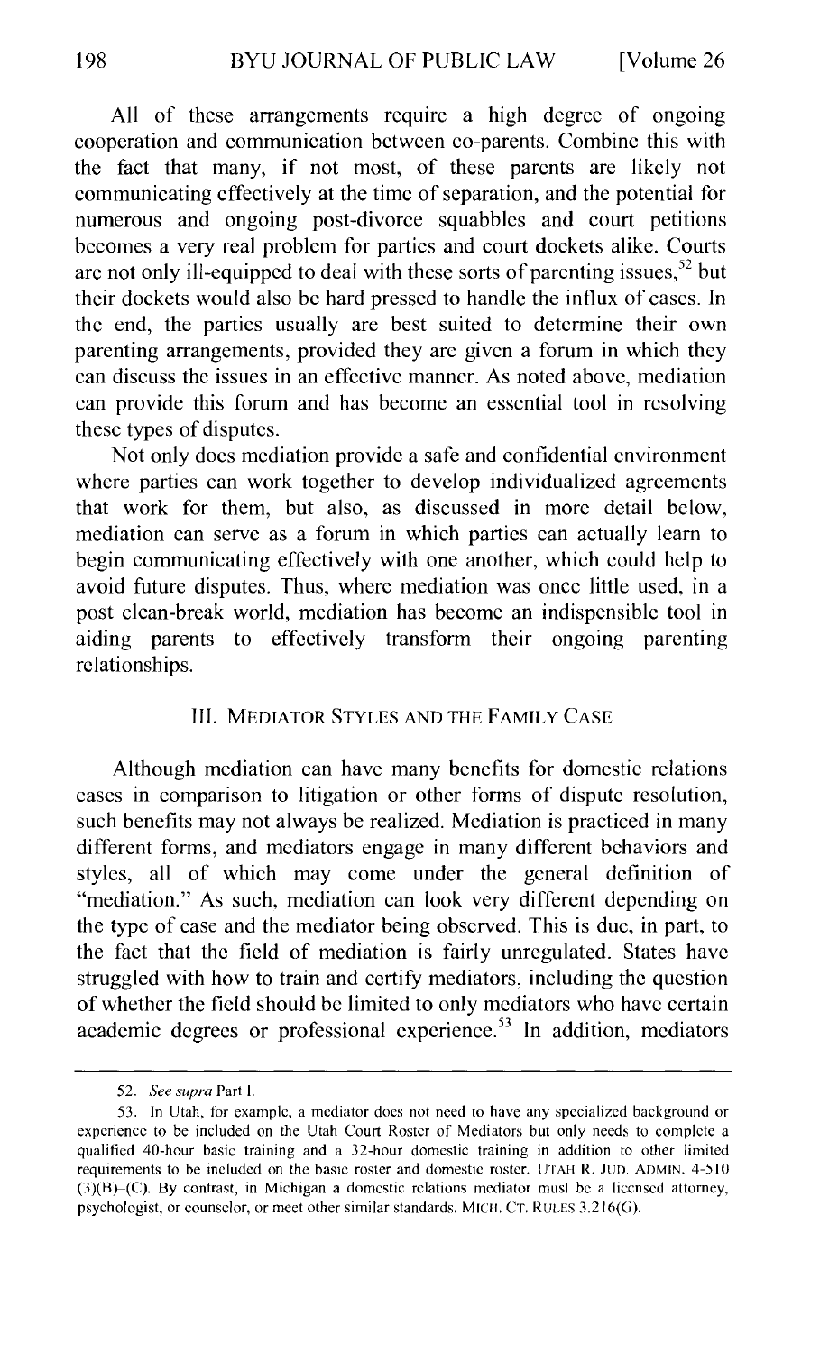All of these arrangements require a high degree of ongoing cooperation and communication between co-parents. Combine this with the fact that many, if not most, of these parents are likely not communicating effectively at the time of separation, and the potential for numerous and ongoing post-divorce squabbles and court petitions becomes a very real problem for parties and court dockets alike. Courts are not only ill-equipped to deal with these sorts of parenting issues,[52] but their dockets would also be hard pressed to handle the influx of cases. In the end, the parties usually are best suited to determine their own parenting arrangements, provided they are given a forum in which they can discuss the issues in an effective manner. As noted above, mediation can provide this forum and has become an essential tool in resolving these types of disputes.

Not only does mediation provide a safe and confidential environment where parties can work together to develop individualized agreements that work for them, but also, as discussed in more detail below, mediation can serve as a forum in which parties can actually learn to begin communicating effectively with one another, which could help to avoid future disputes. Thus, where mediation was once little used, in a post clean-break world, mediation has become an indispensible tool in aiding parents to effectively transform their ongoing parenting relationships.

## III. MEDIATOR STYLES AND THE FAMILY CASE

Although mediation can have many benefits for domestic relations cases in comparison to litigation or other forms of dispute resolution, such benefits may not always be realized. Mediation is practiced in many different forms, and mediators engage in many different behaviors and styles, all of which may come under the general definition of "mediation." As such, mediation can look very different depending on the type of case and the mediator being observed. This is due, in part, to the fact that the field of mediation is fairly unregulated. States have struggled with how to train and certify mediators, including the question of whether the field should be limited to only mediators who have certain academic degrees or professional experience.[53] In addition, mediators

---

52. *See supra* Part I.

53. In Utah, for example, a mediator does not need to have any specialized background or experience to be included on the Utah Court Roster of Mediators but only needs to complete a qualified 40-hour basic training and a 32-hour domestic training in addition to other limited requirements to be included on the basic roster and domestic roster. UTAH R. JUD. ADMIN. 4-510 (3)(B)–(C). By contrast, in Michigan a domestic relations mediator must be a licensed attorney, psychologist, or counselor, or meet other similar standards. MICH. CT. RULES 3.216(G).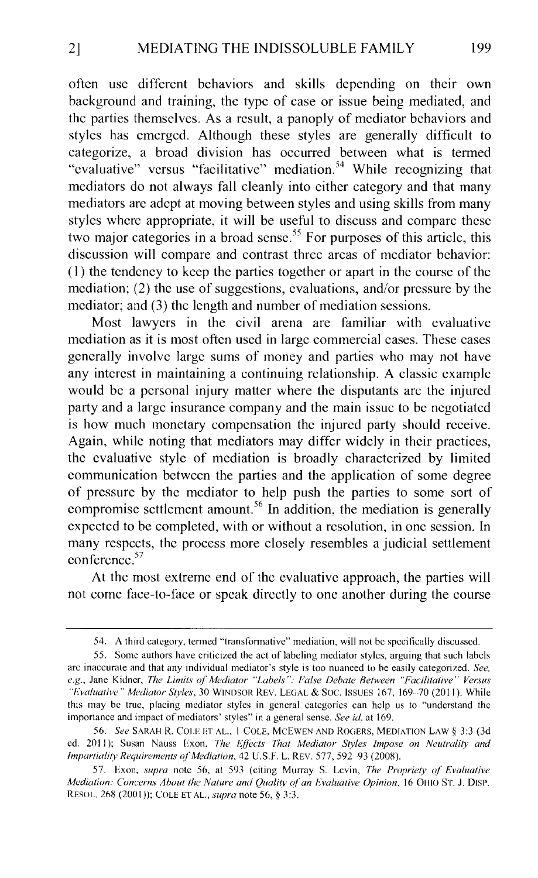often use different behaviors and skills depending on their own background and training, the type of case or issue being mediated, and the parties themselves. As a result, a panoply of mediator behaviors and styles has emerged. Although these styles are generally difficult to categorize, a broad division has occurred between what is termed "evaluative" versus "facilitative" mediation.[54] While recognizing that mediators do not always fall cleanly into either category and that many mediators are adept at moving between styles and using skills from many styles where appropriate, it will be useful to discuss and compare these two major categories in a broad sense.[55] For purposes of this article, this discussion will compare and contrast three areas of mediator behavior: (1) the tendency to keep the parties together or apart in the course of the mediation; (2) the use of suggestions, evaluations, and/or pressure by the mediator; and (3) the length and number of mediation sessions.

Most lawyers in the civil arena are familiar with evaluative mediation as it is most often used in large commercial cases. These cases generally involve large sums of money and parties who may not have any interest in maintaining a continuing relationship. A classic example would be a personal injury matter where the disputants are the injured party and a large insurance company and the main issue to be negotiated is how much monetary compensation the injured party should receive. Again, while noting that mediators may differ widely in their practices, the evaluative style of mediation is broadly characterized by limited communication between the parties and the application of some degree of pressure by the mediator to help push the parties to some sort of compromise settlement amount.[56] In addition, the mediation is generally expected to be completed, with or without a resolution, in one session. In many respects, the process more closely resembles a judicial settlement conference.[57]

At the most extreme end of the evaluative approach, the parties will not come face-to-face or speak directly to one another during the course

---

54. A third category, termed "transformative" mediation, will not be specifically discussed.

55. Some authors have criticized the act of labeling mediator styles, arguing that such labels are inaccurate and that any individual mediator's style is too nuanced to be easily categorized. *See, e.g.*, Jane Kidner, *The Limits of Mediator "Labels": False Debate Between "Facilitative" Versus "Evaluative" Mediator Styles*, 30 WINDSOR REV. LEGAL & SOC. ISSUES 167, 169–70 (2011). While this may be true, placing mediator styles in general categories can help us to "understand the importance and impact of mediators' styles" in a general sense. *See id.* at 169.

56. *See* SARAH R. COLE ET AL., 1 COLE, MCEWEN AND ROGERS, MEDIATION LAW § 3:3 (3d ed. 2011); Susan Nauss Exon, *The Effects That Mediator Styles Impose on Neutrality and Impartiality Requirements of Mediation*, 42 U.S.F. L. REV. 577, 592–93 (2008).

57. Exon, *supra* note 56, at 593 (citing Murray S. Levin, *The Propriety of Evaluative Mediation: Concerns About the Nature and Quality of an Evaluative Opinion*, 16 OHIO ST. J. DISP. RESOL. 268 (2001)); COLE ET AL., *supra* note 56, § 3:3.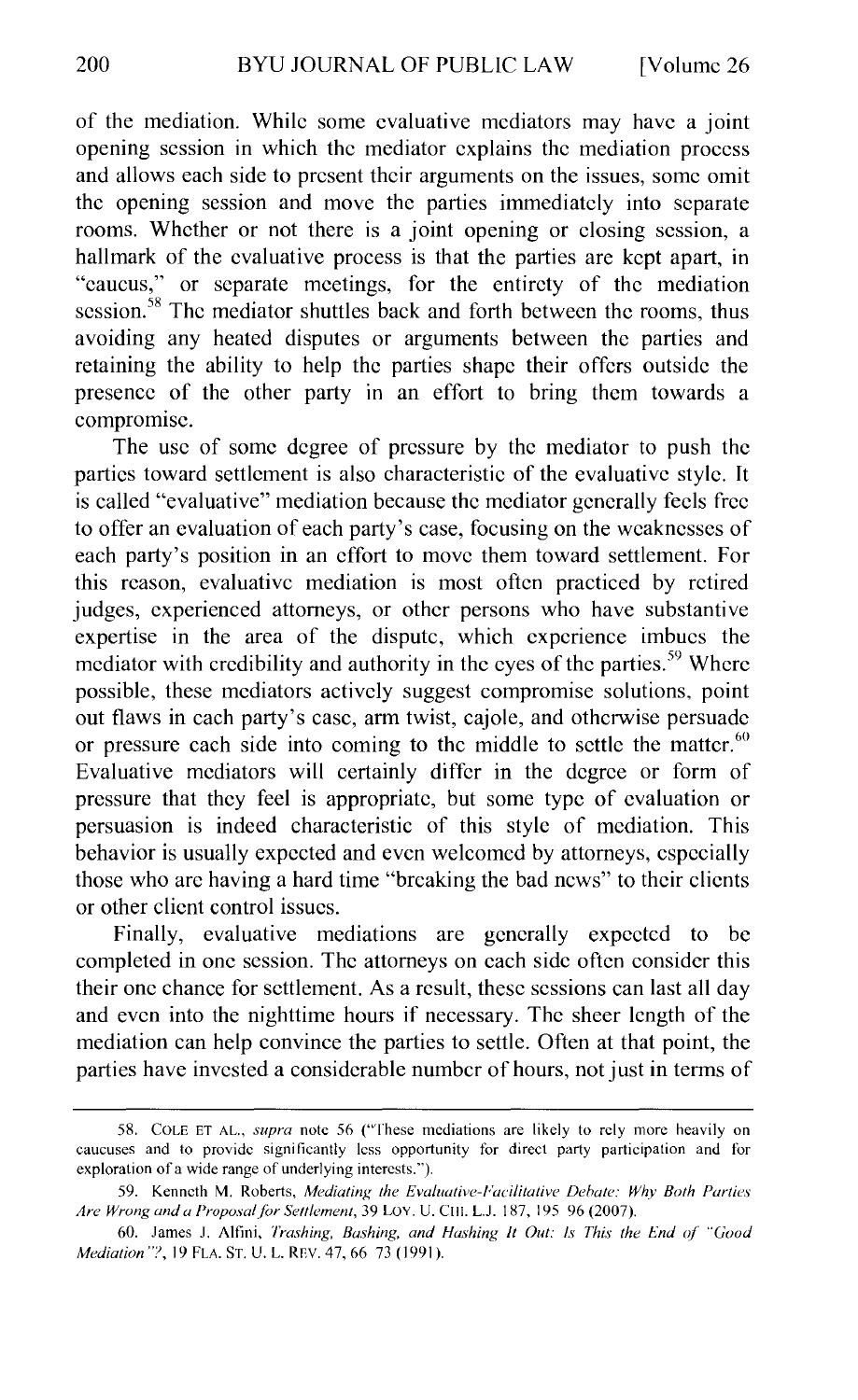of the mediation. While some evaluative mediators may have a joint opening session in which the mediator explains the mediation process and allows each side to present their arguments on the issues, some omit the opening session and move the parties immediately into separate rooms. Whether or not there is a joint opening or closing session, a hallmark of the evaluative process is that the parties are kept apart, in "caucus," or separate meetings, for the entirety of the mediation session.[58] The mediator shuttles back and forth between the rooms, thus avoiding any heated disputes or arguments between the parties and retaining the ability to help the parties shape their offers outside the presence of the other party in an effort to bring them towards a compromise.

The use of some degree of pressure by the mediator to push the parties toward settlement is also characteristic of the evaluative style. It is called "evaluative" mediation because the mediator generally feels free to offer an evaluation of each party's case, focusing on the weaknesses of each party's position in an effort to move them toward settlement. For this reason, evaluative mediation is most often practiced by retired judges, experienced attorneys, or other persons who have substantive expertise in the area of the dispute, which experience imbues the mediator with credibility and authority in the eyes of the parties.[59] Where possible, these mediators actively suggest compromise solutions, point out flaws in each party's case, arm twist, cajole, and otherwise persuade or pressure each side into coming to the middle to settle the matter.[60] Evaluative mediators will certainly differ in the degree or form of pressure that they feel is appropriate, but some type of evaluation or persuasion is indeed characteristic of this style of mediation. This behavior is usually expected and even welcomed by attorneys, especially those who are having a hard time "breaking the bad news" to their clients or other client control issues.

Finally, evaluative mediations are generally expected to be completed in one session. The attorneys on each side often consider this their one chance for settlement. As a result, these sessions can last all day and even into the nighttime hours if necessary. The sheer length of the mediation can help convince the parties to settle. Often at that point, the parties have invested a considerable number of hours, not just in terms of

---

58. COLE ET AL., *supra* note 56 ("These mediations are likely to rely more heavily on caucuses and to provide significantly less opportunity for direct party participation and for exploration of a wide range of underlying interests.").

59. Kenneth M. Roberts, *Mediating the Evaluative-Facilitative Debate: Why Both Parties Are Wrong and a Proposal for Settlement*, 39 LOY. U. CHI. L.J. 187, 195 96 (2007).

60. James J. Alfini, *Trashing, Bashing, and Hashing It Out: Is This the End of "Good Mediation"?*, 19 FLA. ST. U. L. REV. 47, 66 73 (1991).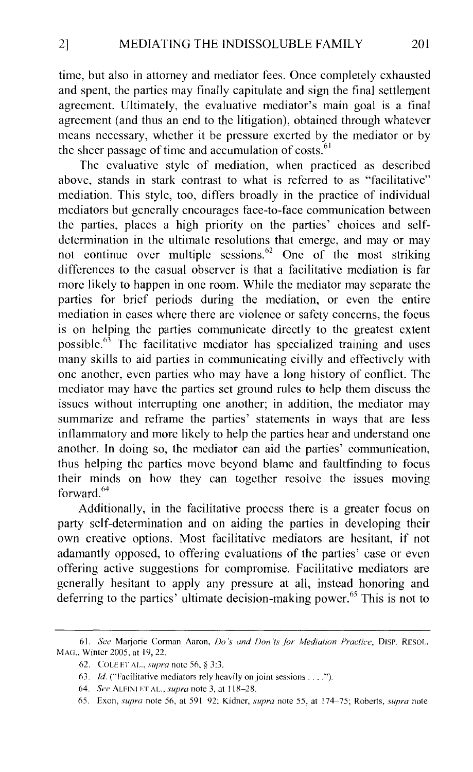time, but also in attorney and mediator fees. Once completely exhausted and spent, the parties may finally capitulate and sign the final settlement agreement. Ultimately, the evaluative mediator's main goal is a final agreement (and thus an end to the litigation), obtained through whatever means necessary, whether it be pressure exerted by the mediator or by the sheer passage of time and accumulation of costs.[61]

The evaluative style of mediation, when practiced as described above, stands in stark contrast to what is referred to as "facilitative" mediation. This style, too, differs broadly in the practice of individual mediators but generally encourages face-to-face communication between the parties, places a high priority on the parties' choices and self-determination in the ultimate resolutions that emerge, and may or may not continue over multiple sessions.[62] One of the most striking differences to the casual observer is that a facilitative mediation is far more likely to happen in one room. While the mediator may separate the parties for brief periods during the mediation, or even the entire mediation in cases where there are violence or safety concerns, the focus is on helping the parties communicate directly to the greatest extent possible.[63] The facilitative mediator has specialized training and uses many skills to aid parties in communicating civilly and effectively with one another, even parties who may have a long history of conflict. The mediator may have the parties set ground rules to help them discuss the issues without interrupting one another; in addition, the mediator may summarize and reframe the parties' statements in ways that are less inflammatory and more likely to help the parties hear and understand one another. In doing so, the mediator can aid the parties' communication, thus helping the parties move beyond blame and faultfinding to focus their minds on how they can together resolve the issues moving forward.[64]

Additionally, in the facilitative process there is a greater focus on party self-determination and on aiding the parties in developing their own creative options. Most facilitative mediators are hesitant, if not adamantly opposed, to offering evaluations of the parties' case or even offering active suggestions for compromise. Facilitative mediators are generally hesitant to apply any pressure at all, instead honoring and deferring to the parties' ultimate decision-making power.[65] This is not to

---

61. *See* Marjorie Corman Aaron, *Do's and Don'ts for Mediation Practice*, DISP. RESOL. MAG., Winter 2005, at 19, 22.

62. COLE ET AL., *supra* note 56, § 3:3.

63. *Id.* ("Facilitative mediators rely heavily on joint sessions . . . .").

64. *See* ALFINI ET AL., *supra* note 3, at 118–28.

65. Exon, *supra* note 56, at 591 92; Kidner, *supra* note 55, at 174–75; Roberts, *supra* note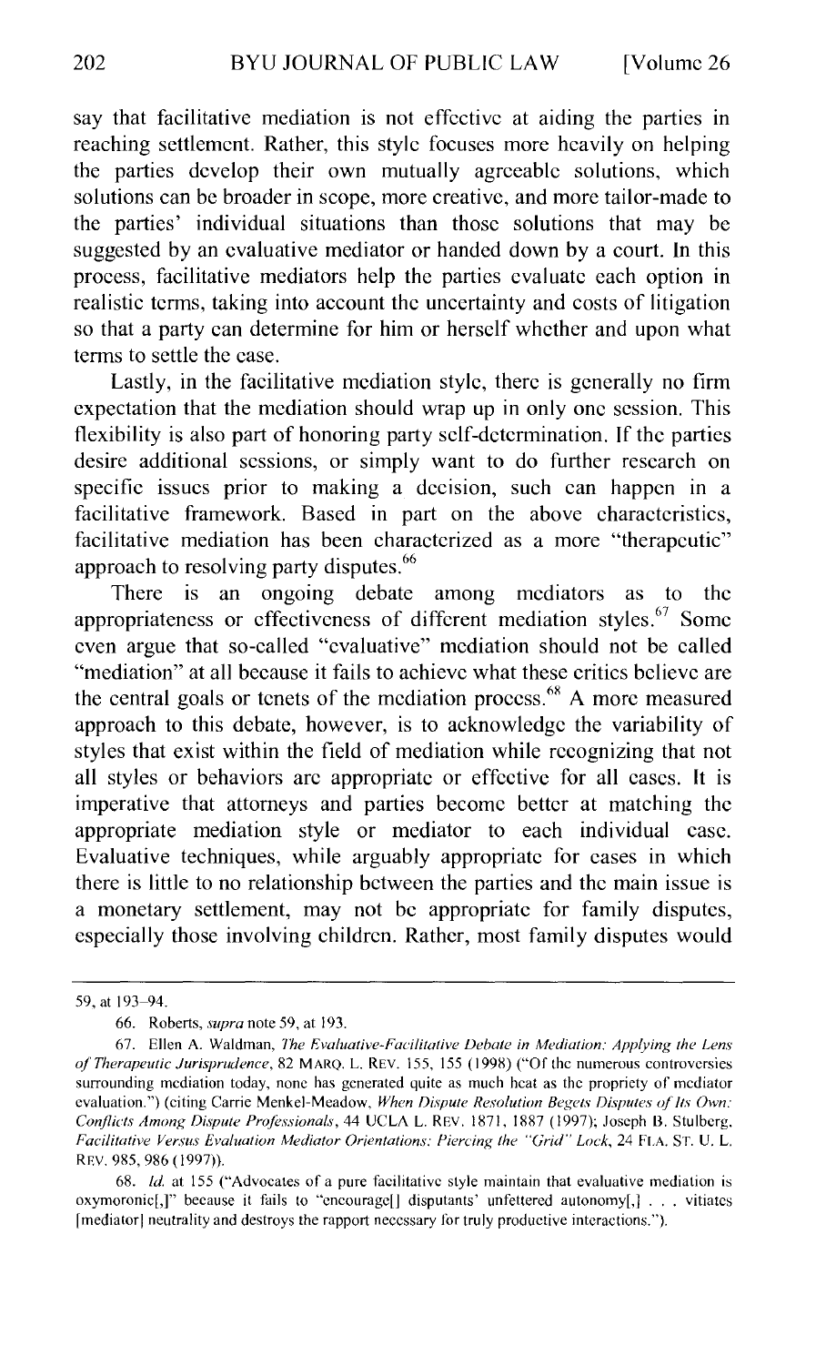say that facilitative mediation is not effective at aiding the parties in reaching settlement. Rather, this style focuses more heavily on helping the parties develop their own mutually agreeable solutions, which solutions can be broader in scope, more creative, and more tailor-made to the parties' individual situations than those solutions that may be suggested by an evaluative mediator or handed down by a court. In this process, facilitative mediators help the parties evaluate each option in realistic terms, taking into account the uncertainty and costs of litigation so that a party can determine for him or herself whether and upon what terms to settle the case.

Lastly, in the facilitative mediation style, there is generally no firm expectation that the mediation should wrap up in only one session. This flexibility is also part of honoring party self-determination. If the parties desire additional sessions, or simply want to do further research on specific issues prior to making a decision, such can happen in a facilitative framework. Based in part on the above characteristics, facilitative mediation has been characterized as a more "therapeutic" approach to resolving party disputes.[66]

There is an ongoing debate among mediators as to the appropriateness or effectiveness of different mediation styles.[67] Some even argue that so-called "evaluative" mediation should not be called "mediation" at all because it fails to achieve what these critics believe are the central goals or tenets of the mediation process.[68] A more measured approach to this debate, however, is to acknowledge the variability of styles that exist within the field of mediation while recognizing that not all styles or behaviors are appropriate or effective for all cases. It is imperative that attorneys and parties become better at matching the appropriate mediation style or mediator to each individual case. Evaluative techniques, while arguably appropriate for cases in which there is little to no relationship between the parties and the main issue is a monetary settlement, may not be appropriate for family disputes, especially those involving children. Rather, most family disputes would

---

59, at 193–94.

66. Roberts, *supra* note 59, at 193.

67. Ellen A. Waldman, *The Evaluative-Facilitative Debate in Mediation: Applying the Lens of Therapeutic Jurisprudence*, 82 MARQ. L. REV. 155, 155 (1998) ("Of the numerous controversies surrounding mediation today, none has generated quite as much heat as the propriety of mediator evaluation.") (citing Carrie Menkel-Meadow, *When Dispute Resolution Begets Disputes of Its Own: Conflicts Among Dispute Professionals*, 44 UCLA L. REV. 1871, 1887 (1997); Joseph B. Stulberg, *Facilitative Versus Evaluation Mediator Orientations: Piercing the "Grid" Lock*, 24 FLA. ST. U. L. REV. 985, 986 (1997)).

68. *Id.* at 155 ("Advocates of a pure facilitative style maintain that evaluative mediation is oxymoronic[,]" because it fails to "encourage[] disputants' unfettered autonomy[,] . . . vitiates [mediator] neutrality and destroys the rapport necessary for truly productive interactions.").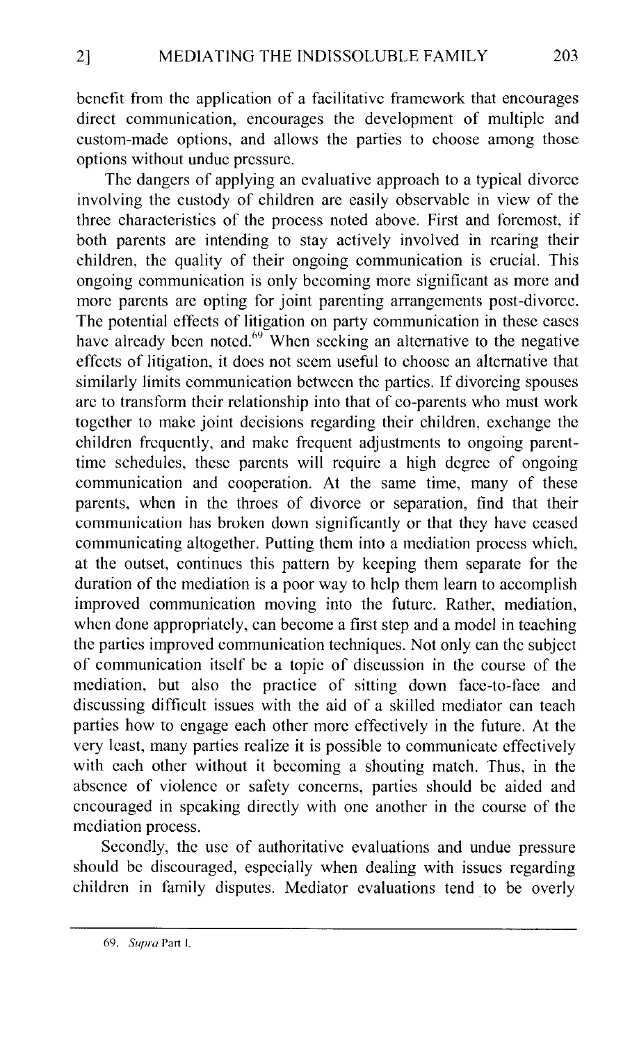benefit from the application of a facilitative framework that encourages direct communication, encourages the development of multiple and custom-made options, and allows the parties to choose among those options without undue pressure.

The dangers of applying an evaluative approach to a typical divorce involving the custody of children are easily observable in view of the three characteristics of the process noted above. First and foremost, if both parents are intending to stay actively involved in rearing their children, the quality of their ongoing communication is crucial. This ongoing communication is only becoming more significant as more and more parents are opting for joint parenting arrangements post-divorce. The potential effects of litigation on party communication in these cases have already been noted.[69] When seeking an alternative to the negative effects of litigation, it does not seem useful to choose an alternative that similarly limits communication between the parties. If divorcing spouses are to transform their relationship into that of co-parents who must work together to make joint decisions regarding their children, exchange the children frequently, and make frequent adjustments to ongoing parent-time schedules, these parents will require a high degree of ongoing communication and cooperation. At the same time, many of these parents, when in the throes of divorce or separation, find that their communication has broken down significantly or that they have ceased communicating altogether. Putting them into a mediation process which, at the outset, continues this pattern by keeping them separate for the duration of the mediation is a poor way to help them learn to accomplish improved communication moving into the future. Rather, mediation, when done appropriately, can become a first step and a model in teaching the parties improved communication techniques. Not only can the subject of communication itself be a topic of discussion in the course of the mediation, but also the practice of sitting down face-to-face and discussing difficult issues with the aid of a skilled mediator can teach parties how to engage each other more effectively in the future. At the very least, many parties realize it is possible to communicate effectively with each other without it becoming a shouting match. Thus, in the absence of violence or safety concerns, parties should be aided and encouraged in speaking directly with one another in the course of the mediation process.

Secondly, the use of authoritative evaluations and undue pressure should be discouraged, especially when dealing with issues regarding children in family disputes. Mediator evaluations tend to be overly

---

69. *Supra* Part I.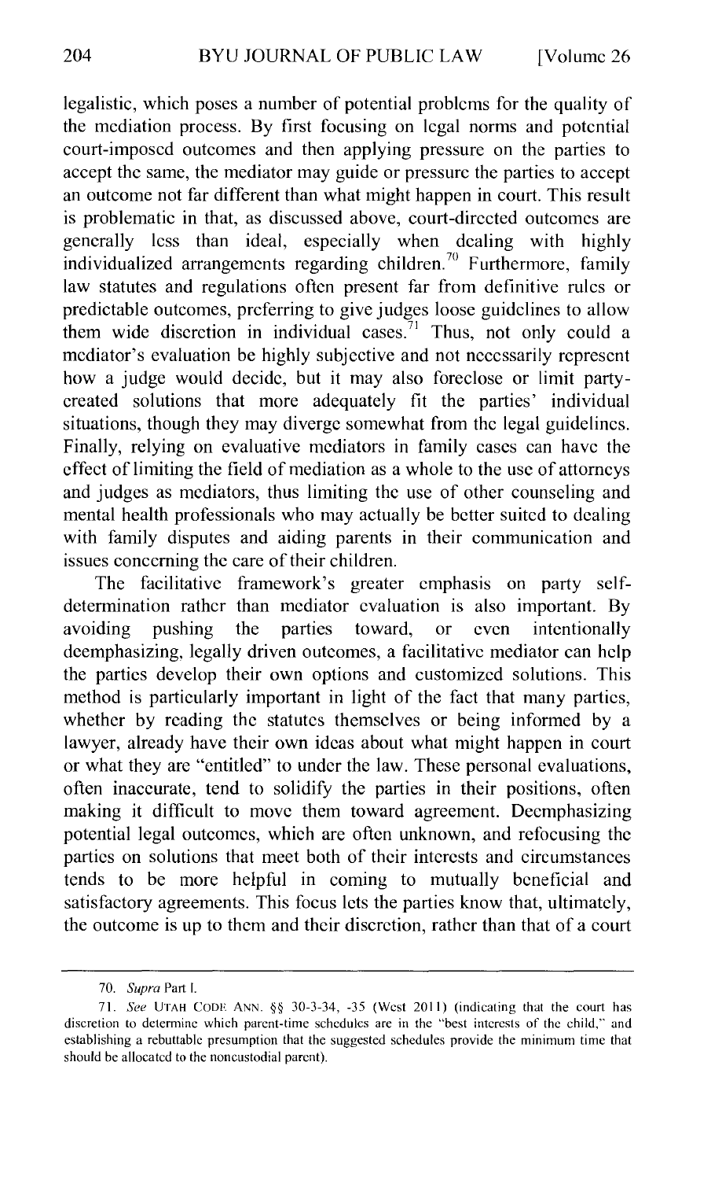legalistic, which poses a number of potential problems for the quality of the mediation process. By first focusing on legal norms and potential court-imposed outcomes and then applying pressure on the parties to accept the same, the mediator may guide or pressure the parties to accept an outcome not far different than what might happen in court. This result is problematic in that, as discussed above, court-directed outcomes are generally less than ideal, especially when dealing with highly individualized arrangements regarding children.[70] Furthermore, family law statutes and regulations often present far from definitive rules or predictable outcomes, preferring to give judges loose guidelines to allow them wide discretion in individual cases.[71] Thus, not only could a mediator's evaluation be highly subjective and not necessarily represent how a judge would decide, but it may also foreclose or limit party-created solutions that more adequately fit the parties' individual situations, though they may diverge somewhat from the legal guidelines. Finally, relying on evaluative mediators in family cases can have the effect of limiting the field of mediation as a whole to the use of attorneys and judges as mediators, thus limiting the use of other counseling and mental health professionals who may actually be better suited to dealing with family disputes and aiding parents in their communication and issues concerning the care of their children.

The facilitative framework's greater emphasis on party self-determination rather than mediator evaluation is also important. By avoiding pushing the parties toward, or even intentionally deemphasizing, legally driven outcomes, a facilitative mediator can help the parties develop their own options and customized solutions. This method is particularly important in light of the fact that many parties, whether by reading the statutes themselves or being informed by a lawyer, already have their own ideas about what might happen in court or what they are "entitled" to under the law. These personal evaluations, often inaccurate, tend to solidify the parties in their positions, often making it difficult to move them toward agreement. Deemphasizing potential legal outcomes, which are often unknown, and refocusing the parties on solutions that meet both of their interests and circumstances tends to be more helpful in coming to mutually beneficial and satisfactory agreements. This focus lets the parties know that, ultimately, the outcome is up to them and their discretion, rather than that of a court

---

70. *Supra* Part I.

71. *See* UTAH CODE ANN. §§ 30-3-34, -35 (West 2011) (indicating that the court has discretion to determine which parent-time schedules are in the "best interests of the child," and establishing a rebuttable presumption that the suggested schedules provide the minimum time that should be allocated to the noncustodial parent).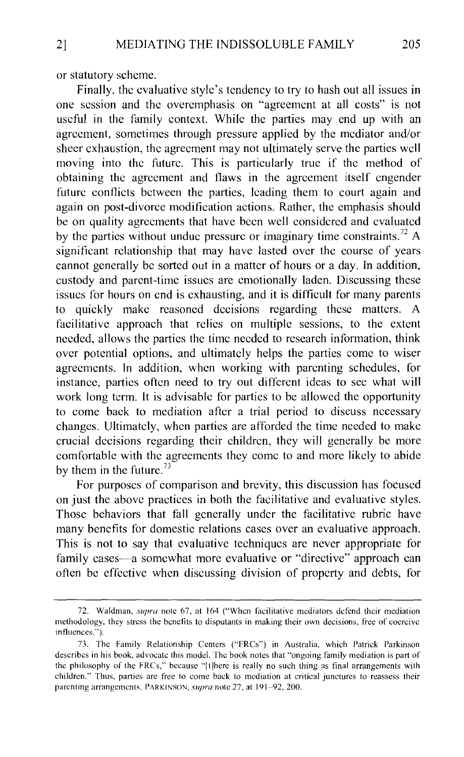or statutory scheme.

Finally, the evaluative style's tendency to try to hash out all issues in one session and the overemphasis on "agreement at all costs" is not useful in the family context. While the parties may end up with an agreement, sometimes through pressure applied by the mediator and/or sheer exhaustion, the agreement may not ultimately serve the parties well moving into the future. This is particularly true if the method of obtaining the agreement and flaws in the agreement itself engender future conflicts between the parties, leading them to court again and again on post-divorce modification actions. Rather, the emphasis should be on quality agreements that have been well considered and evaluated by the parties without undue pressure or imaginary time constraints.[72] A significant relationship that may have lasted over the course of years cannot generally be sorted out in a matter of hours or a day. In addition, custody and parent-time issues are emotionally laden. Discussing these issues for hours on end is exhausting, and it is difficult for many parents to quickly make reasoned decisions regarding these matters. A facilitative approach that relies on multiple sessions, to the extent needed, allows the parties the time needed to research information, think over potential options, and ultimately helps the parties come to wiser agreements. In addition, when working with parenting schedules, for instance, parties often need to try out different ideas to see what will work long term. It is advisable for parties to be allowed the opportunity to come back to mediation after a trial period to discuss necessary changes. Ultimately, when parties are afforded the time needed to make crucial decisions regarding their children, they will generally be more comfortable with the agreements they come to and more likely to abide by them in the future.[73]

For purposes of comparison and brevity, this discussion has focused on just the above practices in both the facilitative and evaluative styles. Those behaviors that fall generally under the facilitative rubric have many benefits for domestic relations cases over an evaluative approach. This is not to say that evaluative techniques are never appropriate for family cases—a somewhat more evaluative or "directive" approach can often be effective when discussing division of property and debts, for

---

72. Waldman, *supra* note 67, at 164 ("When facilitative mediators defend their mediation methodology, they stress the benefits to disputants in making their own decisions, free of coercive influences.").

73. The Family Relationship Centers ("FRCs") in Australia, which Patrick Parkinson describes in his book, advocate this model. The book notes that "ongoing family mediation is part of the philosophy of the FRCs," because "[t]here is really no such thing as final arrangements with children." Thus, parties are free to come back to mediation at critical junctures to reassess their parenting arrangements. PARKINSON, *supra* note 27, at 191–92, 200.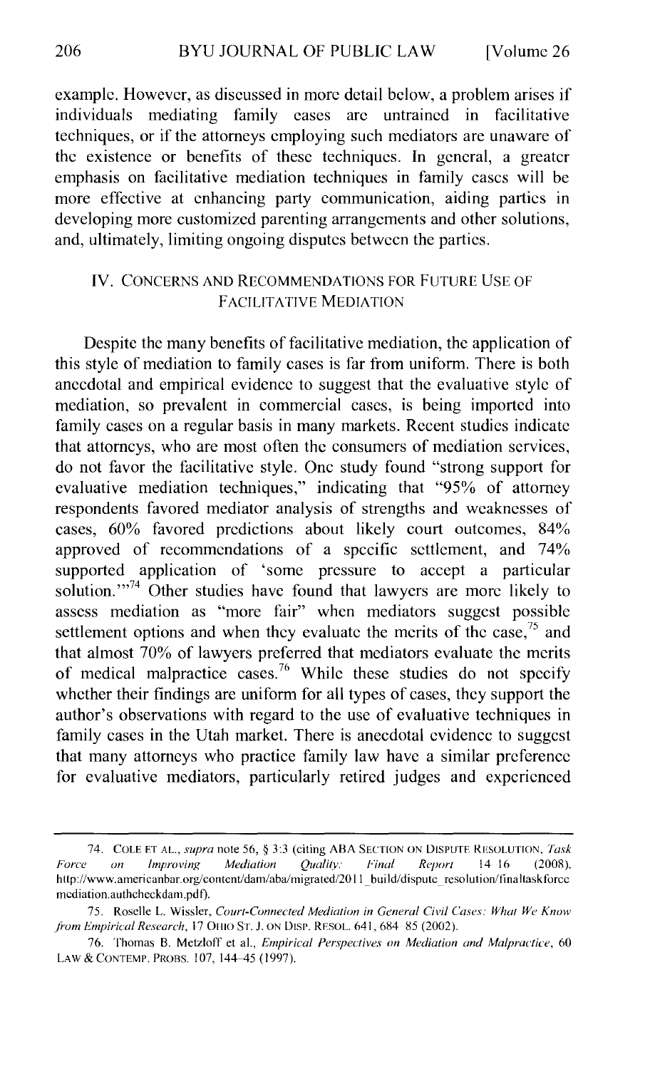example. However, as discussed in more detail below, a problem arises if individuals mediating family cases are untrained in facilitative techniques, or if the attorneys employing such mediators are unaware of the existence or benefits of these techniques. In general, a greater emphasis on facilitative mediation techniques in family cases will be more effective at enhancing party communication, aiding parties in developing more customized parenting arrangements and other solutions, and, ultimately, limiting ongoing disputes between the parties.

## IV. CONCERNS AND RECOMMENDATIONS FOR FUTURE USE OF FACILITATIVE MEDIATION

Despite the many benefits of facilitative mediation, the application of this style of mediation to family cases is far from uniform. There is both anecdotal and empirical evidence to suggest that the evaluative style of mediation, so prevalent in commercial cases, is being imported into family cases on a regular basis in many markets. Recent studies indicate that attorneys, who are most often the consumers of mediation services, do not favor the facilitative style. One study found "strong support for evaluative mediation techniques," indicating that "95% of attorney respondents favored mediator analysis of strengths and weaknesses of cases, 60% favored predictions about likely court outcomes, 84% approved of recommendations of a specific settlement, and 74% supported application of 'some pressure to accept a particular solution.'"[74] Other studies have found that lawyers are more likely to assess mediation as "more fair" when mediators suggest possible settlement options and when they evaluate the merits of the case,[75] and that almost 70% of lawyers preferred that mediators evaluate the merits of medical malpractice cases.[76] While these studies do not specify whether their findings are uniform for all types of cases, they support the author's observations with regard to the use of evaluative techniques in family cases in the Utah market. There is anecdotal evidence to suggest that many attorneys who practice family law have a similar preference for evaluative mediators, particularly retired judges and experienced

---

74. COLE ET AL., *supra* note 56, § 3:3 (citing ABA SECTION ON DISPUTE RESOLUTION, *Task Force on Improving Mediation Quality: Final Report* 14–16 (2008), http://www.americanbar.org/content/dam/aba/migrated/2011_build/dispute_resolution/finaltaskforcemediation.authcheckdam.pdf).

75. Roselle L. Wissler, *Court-Connected Mediation in General Civil Cases: What We Know from Empirical Research*, 17 OHIO ST. J. ON DISP. RESOL. 641, 684–85 (2002).

76. Thomas B. Metzloff et al., *Empirical Perspectives on Mediation and Malpractice*, 60 LAW & CONTEMP. PROBS. 107, 144–45 (1997).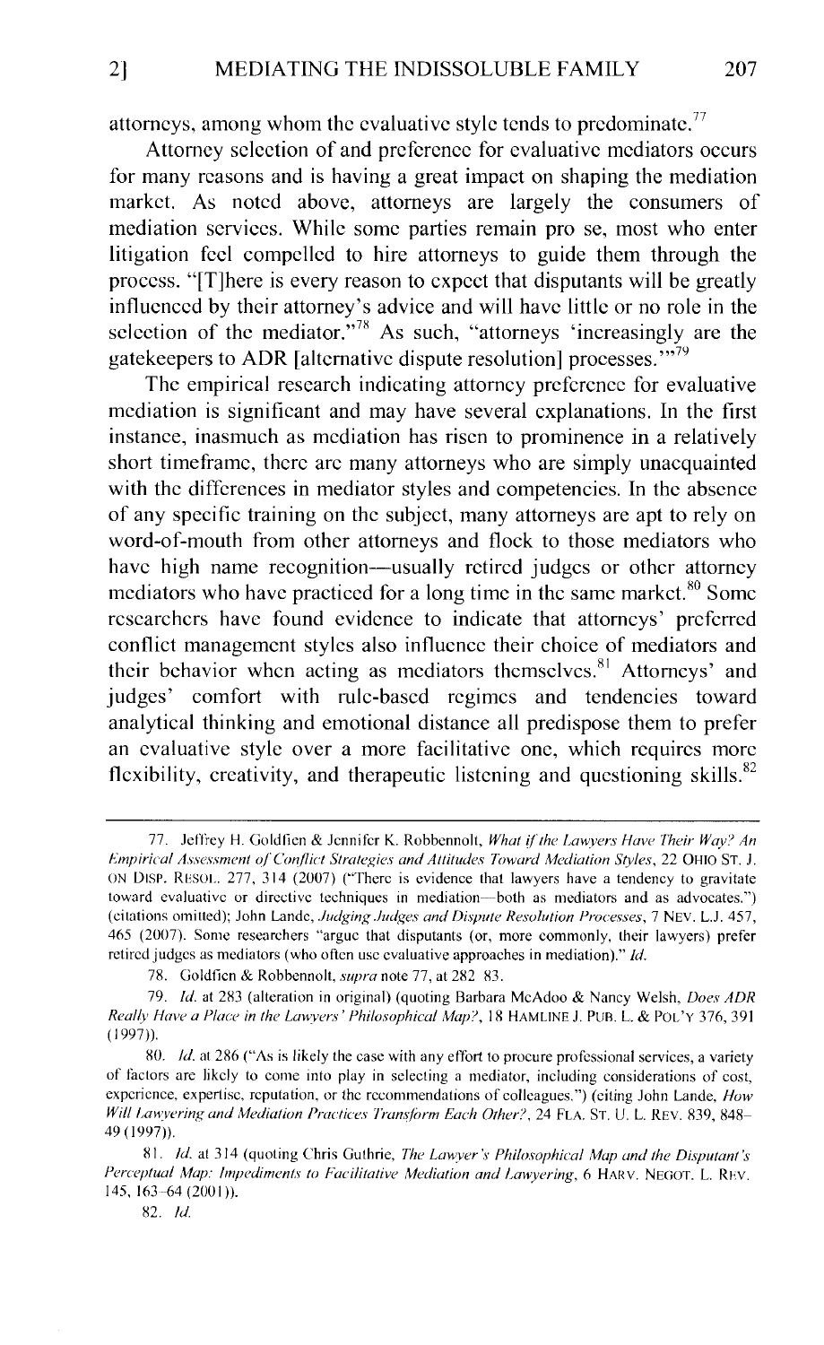attorneys, among whom the evaluative style tends to predominate.[77]

Attorney selection of and preference for evaluative mediators occurs for many reasons and is having a great impact on shaping the mediation market. As noted above, attorneys are largely the consumers of mediation services. While some parties remain pro se, most who enter litigation feel compelled to hire attorneys to guide them through the process. "[T]here is every reason to expect that disputants will be greatly influenced by their attorney's advice and will have little or no role in the selection of the mediator."[78] As such, "attorneys 'increasingly are the gatekeepers to ADR [alternative dispute resolution] processes.'"[79]

The empirical research indicating attorney preference for evaluative mediation is significant and may have several explanations. In the first instance, inasmuch as mediation has risen to prominence in a relatively short timeframe, there are many attorneys who are simply unacquainted with the differences in mediator styles and competencies. In the absence of any specific training on the subject, many attorneys are apt to rely on word-of-mouth from other attorneys and flock to those mediators who have high name recognition—usually retired judges or other attorney mediators who have practiced for a long time in the same market.[80] Some researchers have found evidence to indicate that attorneys' preferred conflict management styles also influence their choice of mediators and their behavior when acting as mediators themselves.[81] Attorneys' and judges' comfort with rule-based regimes and tendencies toward analytical thinking and emotional distance all predispose them to prefer an evaluative style over a more facilitative one, which requires more flexibility, creativity, and therapeutic listening and questioning skills.[82]

---

77. Jeffrey H. Goldfien & Jennifer K. Robbennolt, *What if the Lawyers Have Their Way? An Empirical Assessment of Conflict Strategies and Attitudes Toward Mediation Styles*, 22 OHIO ST. J. ON DISP. RESOL. 277, 314 (2007) ("There is evidence that lawyers have a tendency to gravitate toward evaluative or directive techniques in mediation—both as mediators and as advocates.") (citations omitted); John Lande, *Judging Judges and Dispute Resolution Processes*, 7 NEV. L.J. 457, 465 (2007). Some researchers "argue that disputants (or, more commonly, their lawyers) prefer retired judges as mediators (who often use evaluative approaches in mediation)." *Id.*

78. Goldfien & Robbennolt, *supra* note 77, at 282–83.

79. *Id.* at 283 (alteration in original) (quoting Barbara McAdoo & Nancy Welsh, *Does ADR Really Have a Place in the Lawyers' Philosophical Map?*, 18 HAMLINE J. PUB. L. & POL'Y 376, 391 (1997)).

80. *Id.* at 286 ("As is likely the case with any effort to procure professional services, a variety of factors are likely to come into play in selecting a mediator, including considerations of cost, experience, expertise, reputation, or the recommendations of colleagues.") (citing John Lande, *How Will Lawyering and Mediation Practices Transform Each Other?*, 24 FLA. ST. U. L. REV. 839, 848–49 (1997)).

81. *Id.* at 314 (quoting Chris Guthrie, *The Lawyer's Philosophical Map and the Disputant's Perceptual Map: Impediments to Facilitative Mediation and Lawyering*, 6 HARV. NEGOT. L. REV. 145, 163–64 (2001)).

82. *Id.*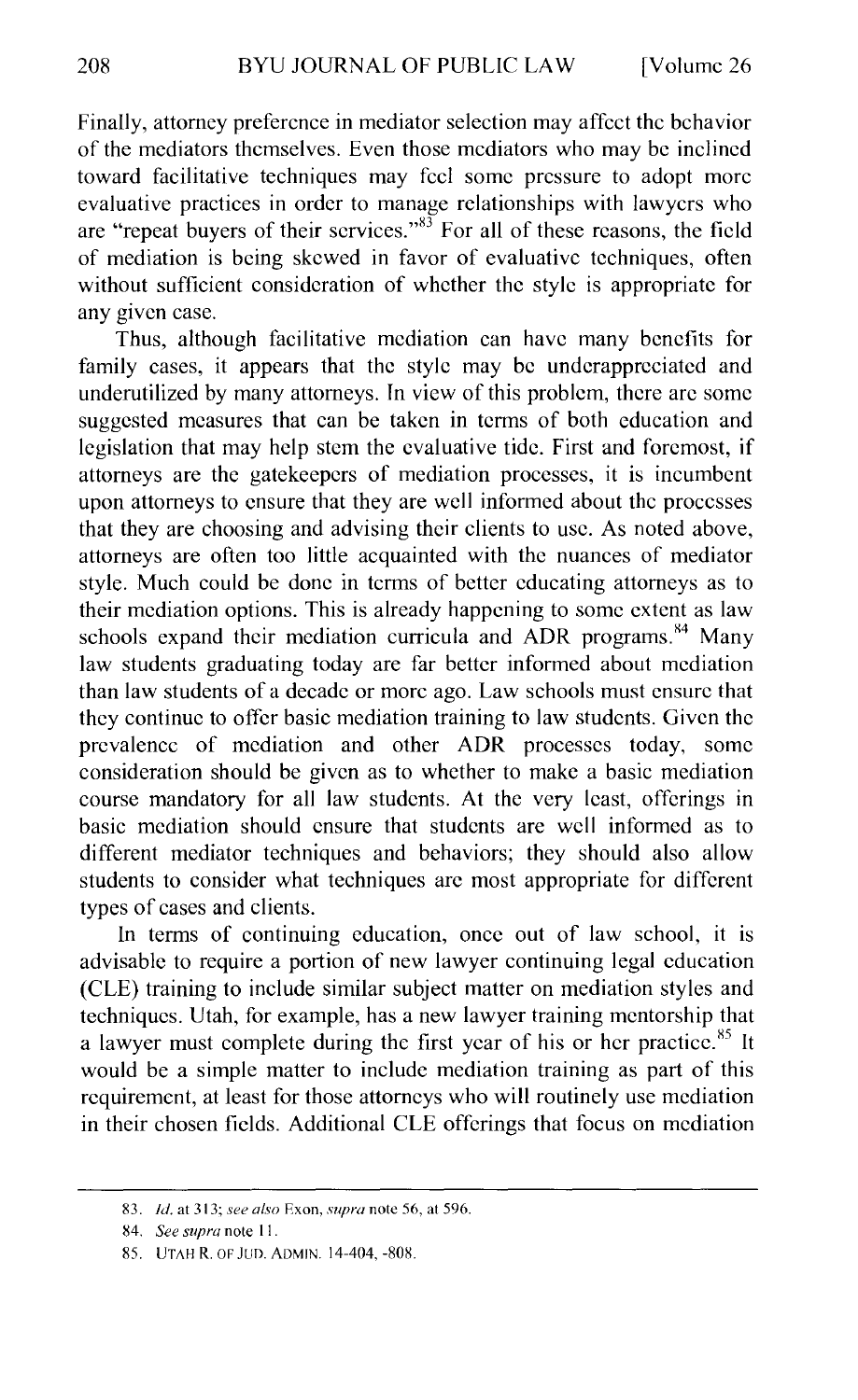Finally, attorney preference in mediator selection may affect the behavior of the mediators themselves. Even those mediators who may be inclined toward facilitative techniques may feel some pressure to adopt more evaluative practices in order to manage relationships with lawyers who are "repeat buyers of their services."[83] For all of these reasons, the field of mediation is being skewed in favor of evaluative techniques, often without sufficient consideration of whether the style is appropriate for any given case.

Thus, although facilitative mediation can have many benefits for family cases, it appears that the style may be underappreciated and underutilized by many attorneys. In view of this problem, there are some suggested measures that can be taken in terms of both education and legislation that may help stem the evaluative tide. First and foremost, if attorneys are the gatekeepers of mediation processes, it is incumbent upon attorneys to ensure that they are well informed about the processes that they are choosing and advising their clients to use. As noted above, attorneys are often too little acquainted with the nuances of mediator style. Much could be done in terms of better educating attorneys as to their mediation options. This is already happening to some extent as law schools expand their mediation curricula and ADR programs.[84] Many law students graduating today are far better informed about mediation than law students of a decade or more ago. Law schools must ensure that they continue to offer basic mediation training to law students. Given the prevalence of mediation and other ADR processes today, some consideration should be given as to whether to make a basic mediation course mandatory for all law students. At the very least, offerings in basic mediation should ensure that students are well informed as to different mediator techniques and behaviors; they should also allow students to consider what techniques are most appropriate for different types of cases and clients.

In terms of continuing education, once out of law school, it is advisable to require a portion of new lawyer continuing legal education (CLE) training to include similar subject matter on mediation styles and techniques. Utah, for example, has a new lawyer training mentorship that a lawyer must complete during the first year of his or her practice.[85] It would be a simple matter to include mediation training as part of this requirement, at least for those attorneys who will routinely use mediation in their chosen fields. Additional CLE offerings that focus on mediation

---

83. *Id.* at 313; *see also* Exon, *supra* note 56, at 596.

84. *See supra* note 11.

85. UTAH R. OF JUD. ADMIN. 14-404, -808.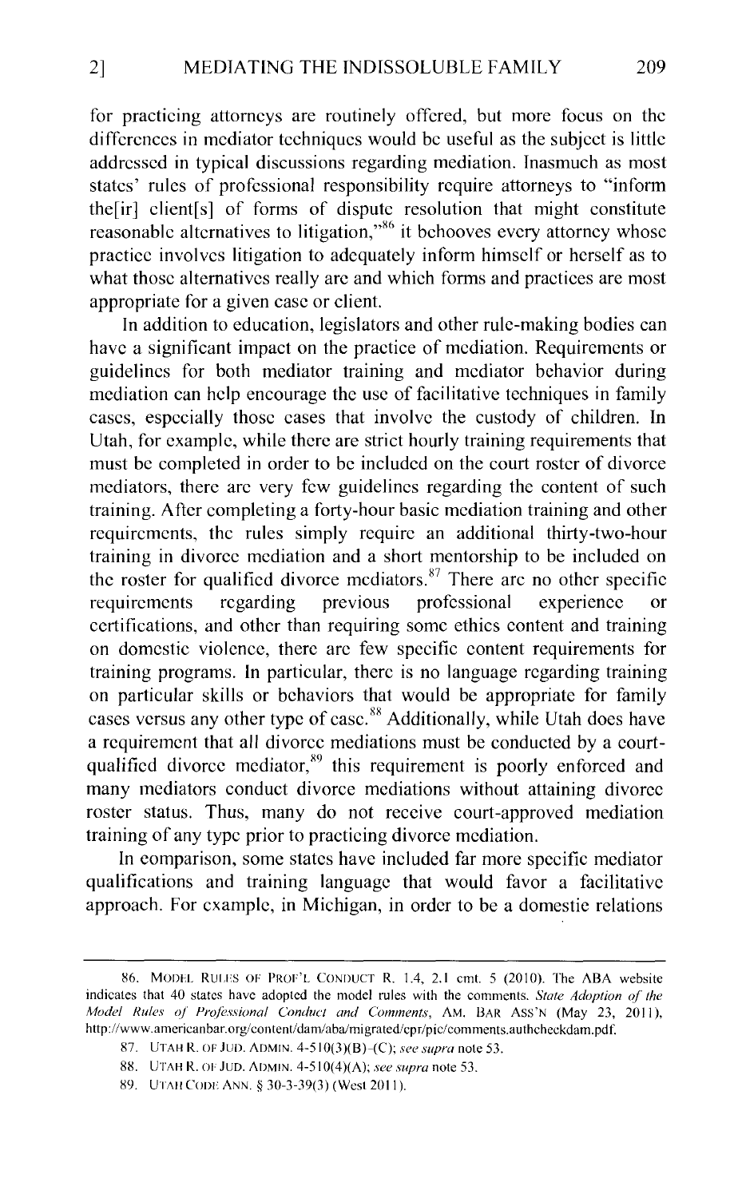for practicing attorneys are routinely offered, but more focus on the differences in mediator techniques would be useful as the subject is little addressed in typical discussions regarding mediation. Inasmuch as most states' rules of professional responsibility require attorneys to "inform the[ir] client[s] of forms of dispute resolution that might constitute reasonable alternatives to litigation,"[86] it behooves every attorney whose practice involves litigation to adequately inform himself or herself as to what those alternatives really are and which forms and practices are most appropriate for a given case or client.

In addition to education, legislators and other rule-making bodies can have a significant impact on the practice of mediation. Requirements or guidelines for both mediator training and mediator behavior during mediation can help encourage the use of facilitative techniques in family cases, especially those cases that involve the custody of children. In Utah, for example, while there are strict hourly training requirements that must be completed in order to be included on the court roster of divorce mediators, there are very few guidelines regarding the content of such training. After completing a forty-hour basic mediation training and other requirements, the rules simply require an additional thirty-two-hour training in divorce mediation and a short mentorship to be included on the roster for qualified divorce mediators.[87] There are no other specific requirements regarding previous professional experience or certifications, and other than requiring some ethics content and training on domestic violence, there are few specific content requirements for training programs. In particular, there is no language regarding training on particular skills or behaviors that would be appropriate for family cases versus any other type of case.[88] Additionally, while Utah does have a requirement that all divorce mediations must be conducted by a court-qualified divorce mediator,[89] this requirement is poorly enforced and many mediators conduct divorce mediations without attaining divorce roster status. Thus, many do not receive court-approved mediation training of any type prior to practicing divorce mediation.

In comparison, some states have included far more specific mediator qualifications and training language that would favor a facilitative approach. For example, in Michigan, in order to be a domestic relations

---

86. MODEL RULES OF PROF'L CONDUCT R. 1.4, 2.1 cmt. 5 (2010). The ABA website indicates that 40 states have adopted the model rules with the comments. *State Adoption of the Model Rules of Professional Conduct and Comments*, AM. BAR ASS'N (May 23, 2011), http://www.americanbar.org/content/dam/aba/migrated/cpr/pic/comments.authcheckdam.pdf.

87. UTAH R. OF JUD. ADMIN. 4-510(3)(B)–(C); *see supra* note 53.

88. UTAH R. OF JUD. ADMIN. 4-510(4)(A); *see supra* note 53.

89. UTAH CODE ANN. § 30-3-39(3) (West 2011).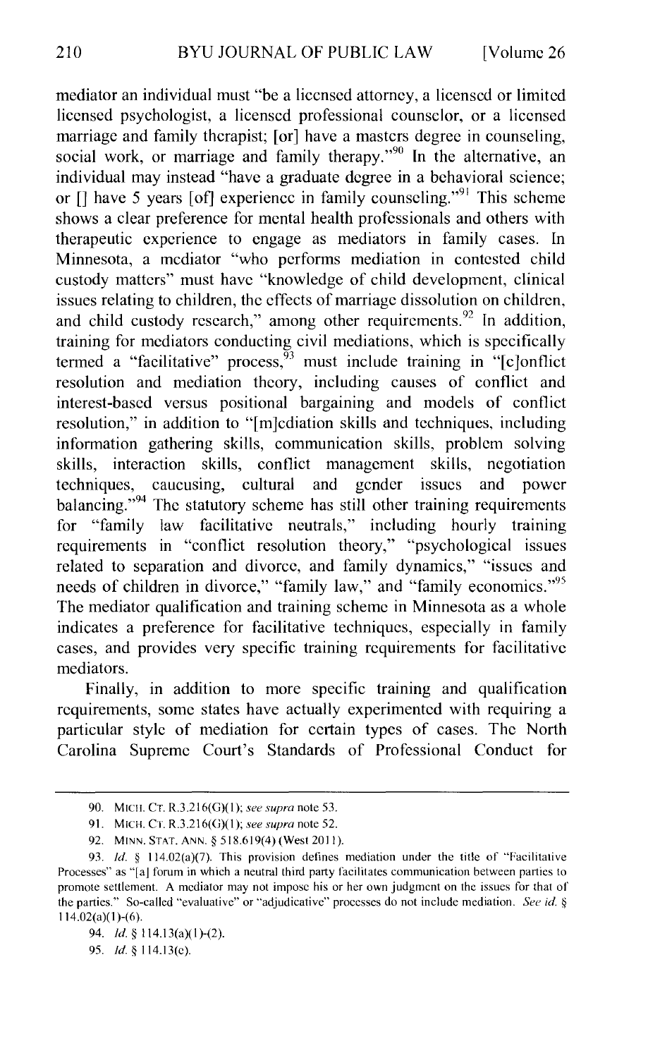mediator an individual must "be a licensed attorney, a licensed or limited licensed psychologist, a licensed professional counselor, or a licensed marriage and family therapist; [or] have a masters degree in counseling, social work, or marriage and family therapy."[90] In the alternative, an individual may instead "have a graduate degree in a behavioral science; or [] have 5 years [of] experience in family counseling."[91] This scheme shows a clear preference for mental health professionals and others with therapeutic experience to engage as mediators in family cases. In Minnesota, a mediator "who performs mediation in contested child custody matters" must have "knowledge of child development, clinical issues relating to children, the effects of marriage dissolution on children, and child custody research," among other requirements.[92] In addition, training for mediators conducting civil mediations, which is specifically termed a "facilitative" process,[93] must include training in "[c]onflict resolution and mediation theory, including causes of conflict and interest-based versus positional bargaining and models of conflict resolution," in addition to "[m]ediation skills and techniques, including information gathering skills, communication skills, problem solving skills, interaction skills, conflict management skills, negotiation techniques, caucusing, cultural and gender issues and power balancing."[94] The statutory scheme has still other training requirements for "family law facilitative neutrals," including hourly training requirements in "conflict resolution theory," "psychological issues related to separation and divorce, and family dynamics," "issues and needs of children in divorce," "family law," and "family economics."[95] The mediator qualification and training scheme in Minnesota as a whole indicates a preference for facilitative techniques, especially in family cases, and provides very specific training requirements for facilitative mediators.

Finally, in addition to more specific training and qualification requirements, some states have actually experimented with requiring a particular style of mediation for certain types of cases. The North Carolina Supreme Court's Standards of Professional Conduct for

---

90. MICH. CT. R.3.216(G)(1); *see supra* note 53.

91. MICH. CT. R.3.216(G)(1); *see supra* note 52.

92. MINN. STAT. ANN. § 518.619(4) (West 2011).

93. *Id.* § 114.02(a)(7). This provision defines mediation under the title of "Facilitative Processes" as "[a] forum in which a neutral third party facilitates communication between parties to promote settlement. A mediator may not impose his or her own judgment on the issues for that of the parties." So-called "evaluative" or "adjudicative" processes do not include mediation. *See id.* § 114.02(a)(1)-(6).

94. *Id.* § 114.13(a)(1)-(2).

95. *Id.* § 114.13(c).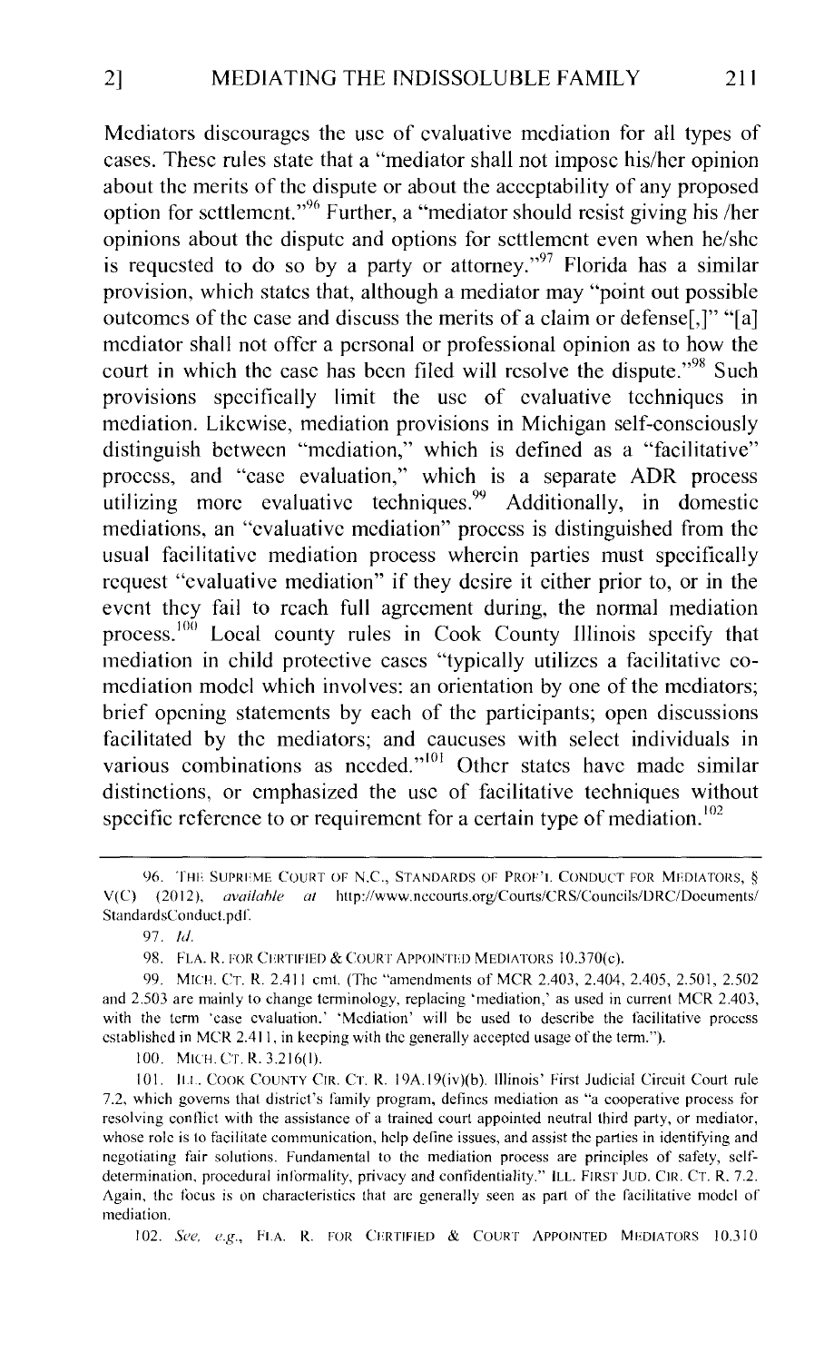Mediators discourages the use of evaluative mediation for all types of cases. These rules state that a "mediator shall not impose his/her opinion about the merits of the dispute or about the acceptability of any proposed option for settlement."[96] Further, a "mediator should resist giving his /her opinions about the dispute and options for settlement even when he/she is requested to do so by a party or attorney."[97] Florida has a similar provision, which states that, although a mediator may "point out possible outcomes of the case and discuss the merits of a claim or defense[,]" "[a] mediator shall not offer a personal or professional opinion as to how the court in which the case has been filed will resolve the dispute."[98] Such provisions specifically limit the use of evaluative techniques in mediation. Likewise, mediation provisions in Michigan self-consciously distinguish between "mediation," which is defined as a "facilitative" process, and "case evaluation," which is a separate ADR process utilizing more evaluative techniques.[99] Additionally, in domestic mediations, an "evaluative mediation" process is distinguished from the usual facilitative mediation process wherein parties must specifically request "evaluative mediation" if they desire it either prior to, or in the event they fail to reach full agreement during, the normal mediation process.[100] Local county rules in Cook County Illinois specify that mediation in child protective cases "typically utilizes a facilitative co-mediation model which involves: an orientation by one of the mediators; brief opening statements by each of the participants; open discussions facilitated by the mediators; and caucuses with select individuals in various combinations as needed."[101] Other states have made similar distinctions, or emphasized the use of facilitative techniques without specific reference to or requirement for a certain type of mediation.[102]

---

96. THE SUPREME COURT OF N.C., STANDARDS OF PROF'L CONDUCT FOR MEDIATORS, § V(C) (2012), *available at* http://www.nccourts.org/Courts/CRS/Councils/DRC/Documents/StandardsConduct.pdf.

97. *Id.*

98. FLA. R. FOR CERTIFIED & COURT APPOINTED MEDIATORS 10.370(c).

99. MICH. CT. R. 2.411 cmt. (The "amendments of MCR 2.403, 2.404, 2.405, 2.501, 2.502 and 2.503 are mainly to change terminology, replacing 'mediation,' as used in current MCR 2.403, with the term 'case evaluation.' 'Mediation' will be used to describe the facilitative process established in MCR 2.411, in keeping with the generally accepted usage of the term.").

100. MICH. CT. R. 3.216(I).

101. ILL. COOK COUNTY CIR. CT. R. 19A.19(iv)(b). Illinois' First Judicial Circuit Court rule 7.2, which governs that district's family program, defines mediation as "a cooperative process for resolving conflict with the assistance of a trained court appointed neutral third party, or mediator, whose role is to facilitate communication, help define issues, and assist the parties in identifying and negotiating fair solutions. Fundamental to the mediation process are principles of safety, self-determination, procedural informality, privacy and confidentiality." ILL. FIRST JUD. CIR. CT. R. 7.2. Again, the focus is on characteristics that are generally seen as part of the facilitative model of mediation.

102. *See, e.g.*, FLA. R. FOR CERTIFIED & COURT APPOINTED MEDIATORS 10.310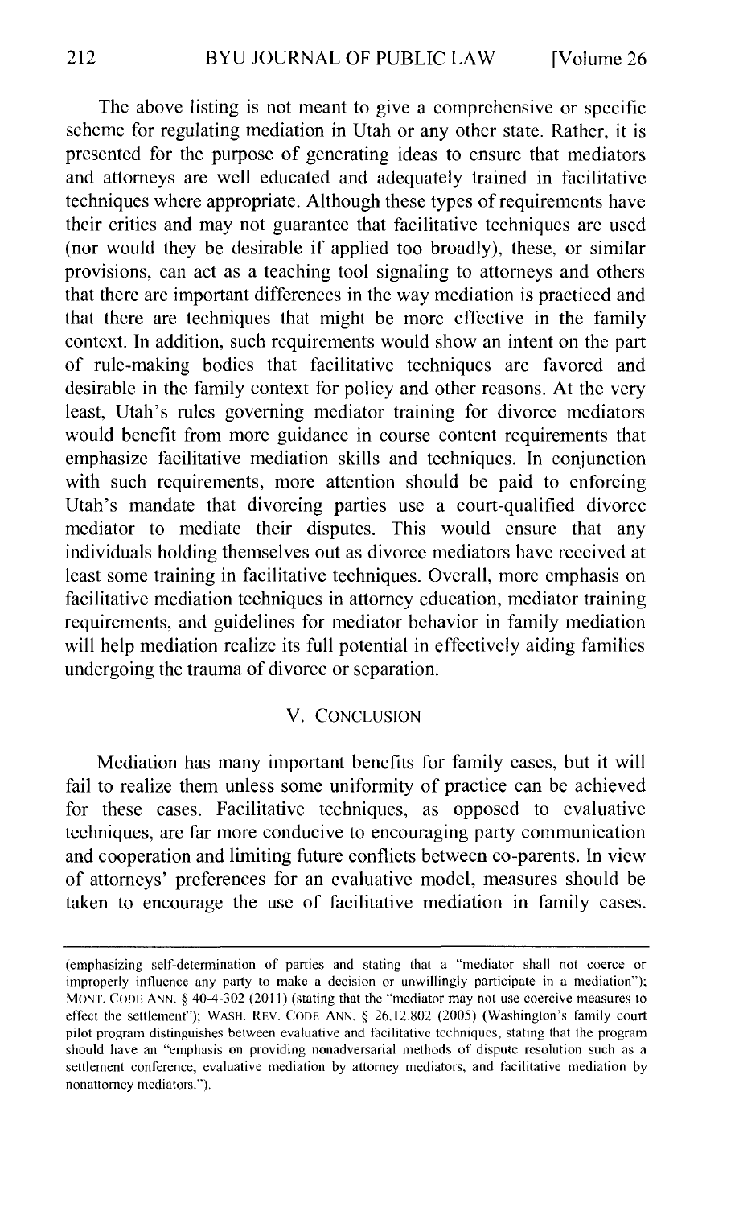The above listing is not meant to give a comprehensive or specific scheme for regulating mediation in Utah or any other state. Rather, it is presented for the purpose of generating ideas to ensure that mediators and attorneys are well educated and adequately trained in facilitative techniques where appropriate. Although these types of requirements have their critics and may not guarantee that facilitative techniques are used (nor would they be desirable if applied too broadly), these, or similar provisions, can act as a teaching tool signaling to attorneys and others that there are important differences in the way mediation is practiced and that there are techniques that might be more effective in the family context. In addition, such requirements would show an intent on the part of rule-making bodies that facilitative techniques are favored and desirable in the family context for policy and other reasons. At the very least, Utah's rules governing mediator training for divorce mediators would benefit from more guidance in course content requirements that emphasize facilitative mediation skills and techniques. In conjunction with such requirements, more attention should be paid to enforcing Utah's mandate that divorcing parties use a court-qualified divorce mediator to mediate their disputes. This would ensure that any individuals holding themselves out as divorce mediators have received at least some training in facilitative techniques. Overall, more emphasis on facilitative mediation techniques in attorney education, mediator training requirements, and guidelines for mediator behavior in family mediation will help mediation realize its full potential in effectively aiding families undergoing the trauma of divorce or separation.

## V. CONCLUSION

Mediation has many important benefits for family cases, but it will fail to realize them unless some uniformity of practice can be achieved for these cases. Facilitative techniques, as opposed to evaluative techniques, are far more conducive to encouraging party communication and cooperation and limiting future conflicts between co-parents. In view of attorneys' preferences for an evaluative model, measures should be taken to encourage the use of facilitative mediation in family cases.

---

(emphasizing self-determination of parties and stating that a "mediator shall not coerce or improperly influence any party to make a decision or unwillingly participate in a mediation"); MONT. CODE ANN. § 40-4-302 (2011) (stating that the "mediator may not use coercive measures to effect the settlement"); WASH. REV. CODE ANN. § 26.12.802 (2005) (Washington's family court pilot program distinguishes between evaluative and facilitative techniques, stating that the program should have an "emphasis on providing nonadversarial methods of dispute resolution such as a settlement conference, evaluative mediation by attorney mediators, and facilitative mediation by nonattorney mediators.").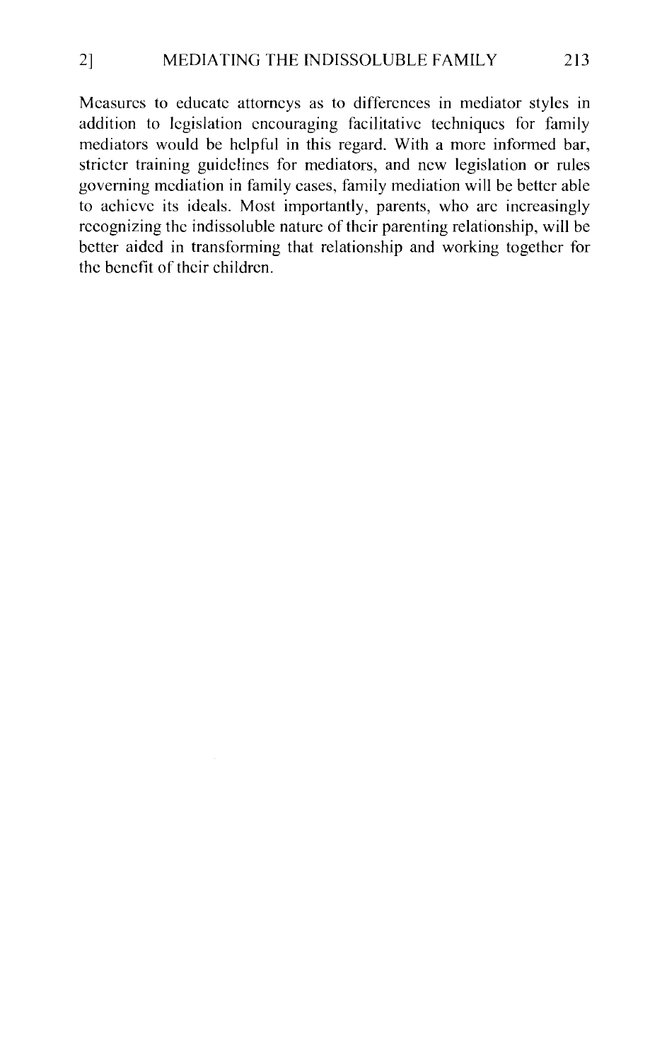Measures to educate attorneys as to differences in mediator styles in addition to legislation encouraging facilitative techniques for family mediators would be helpful in this regard. With a more informed bar, stricter training guidelines for mediators, and new legislation or rules governing mediation in family cases, family mediation will be better able to achieve its ideals. Most importantly, parents, who are increasingly recognizing the indissoluble nature of their parenting relationship, will be better aided in transforming that relationship and working together for the benefit of their children.